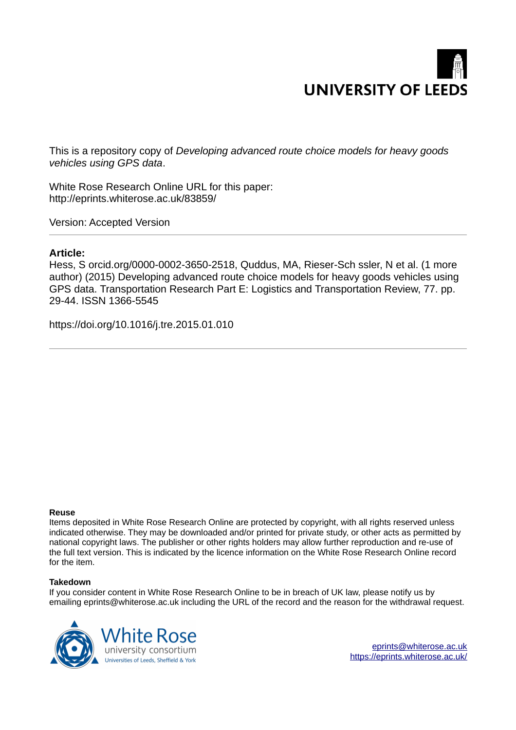UNIVERSITY OF LEEDS

This is a repository copy of *Developing advanced route choice models for heavy goods vehicles using GPS data*.

White Rose Research Online URL for this paper:
http://eprints.whiterose.ac.uk/83859/

Version: Accepted Version

**Article:**

Hess, S orcid.org/0000-0002-3650-2518, Quddus, MA, Rieser-Sch ssler, N et al. (1 more author) (2015) Developing advanced route choice models for heavy goods vehicles using GPS data. Transportation Research Part E: Logistics and Transportation Review, 77. pp. 29-44. ISSN 1366-5545

https://doi.org/10.1016/j.tre.2015.01.010

**Reuse**

Items deposited in White Rose Research Online are protected by copyright, with all rights reserved unless indicated otherwise. They may be downloaded and/or printed for private study, or other acts as permitted by national copyright laws. The publisher or other rights holders may allow further reproduction and re-use of the full text version. This is indicated by the licence information on the White Rose Research Online record for the item.

**Takedown**

If you consider content in White Rose Research Online to be in breach of UK law, please notify us by emailing eprints@whiterose.ac.uk including the URL of the record and the reason for the withdrawal request.

White Rose university consortium
Universities of Leeds, Sheffield & York

eprints@whiterose.ac.uk
https://eprints.whiterose.ac.uk/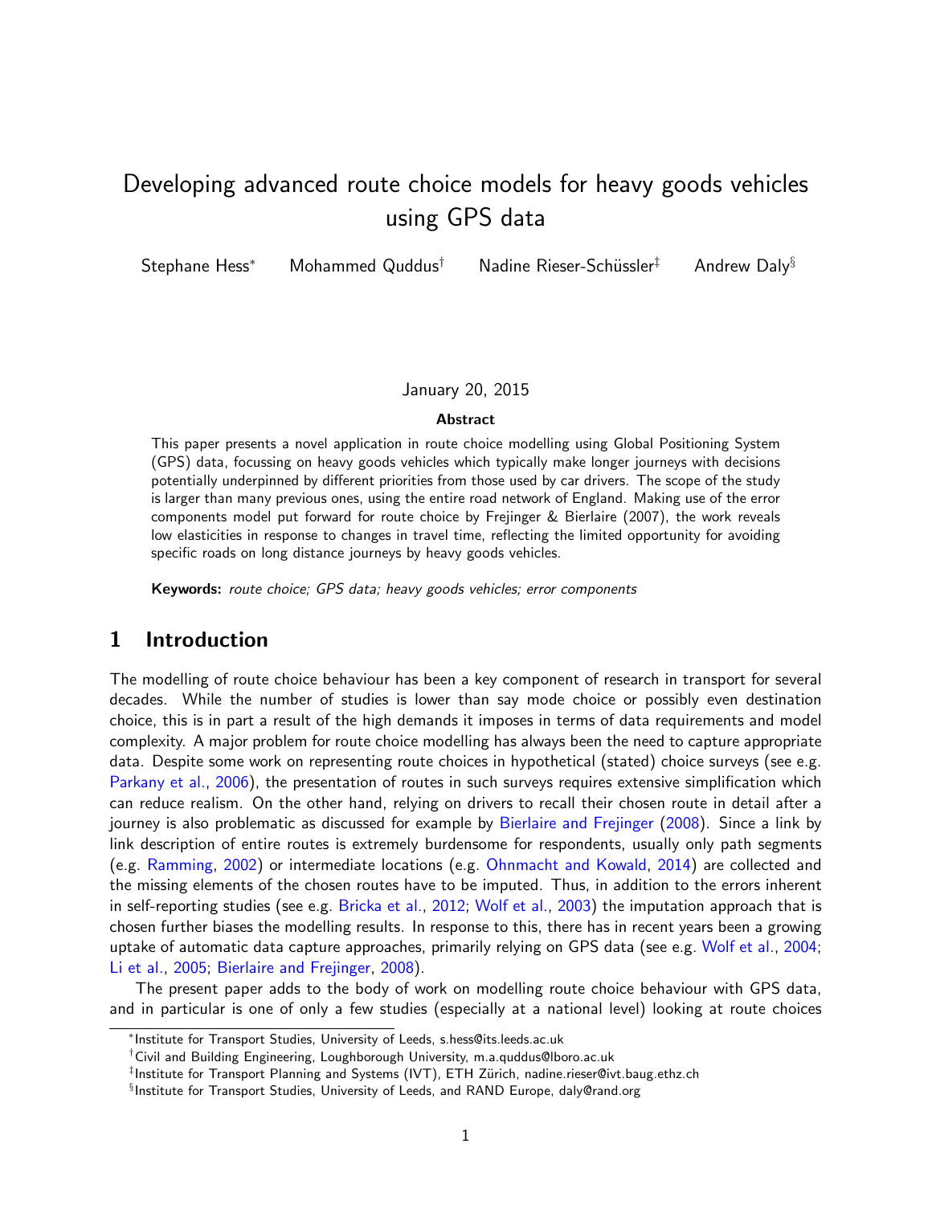# Developing advanced route choice models for heavy goods vehicles using GPS data

Stephane Hess[*] Mohammed Quddus[†] Nadine Rieser-Schüssler[‡] Andrew Daly[§]

January 20, 2015

**Abstract**

This paper presents a novel application in route choice modelling using Global Positioning System (GPS) data, focussing on heavy goods vehicles which typically make longer journeys with decisions potentially underpinned by different priorities from those used by car drivers. The scope of the study is larger than many previous ones, using the entire road network of England. Making use of the error components model put forward for route choice by Frejinger & Bierlaire (2007), the work reveals low elasticities in response to changes in travel time, reflecting the limited opportunity for avoiding specific roads on long distance journeys by heavy goods vehicles.

**Keywords:** *route choice; GPS data; heavy goods vehicles; error components*

## 1 Introduction

The modelling of route choice behaviour has been a key component of research in transport for several decades. While the number of studies is lower than say mode choice or possibly even destination choice, this is in part a result of the high demands it imposes in terms of data requirements and model complexity. A major problem for route choice modelling has always been the need to capture appropriate data. Despite some work on representing route choices in hypothetical (stated) choice surveys (see e.g. Parkany et al., 2006), the presentation of routes in such surveys requires extensive simplification which can reduce realism. On the other hand, relying on drivers to recall their chosen route in detail after a journey is also problematic as discussed for example by Bierlaire and Frejinger (2008). Since a link by link description of entire routes is extremely burdensome for respondents, usually only path segments (e.g. Ramming, 2002) or intermediate locations (e.g. Ohnmacht and Kowald, 2014) are collected and the missing elements of the chosen routes have to be imputed. Thus, in addition to the errors inherent in self-reporting studies (see e.g. Bricka et al., 2012; Wolf et al., 2003) the imputation approach that is chosen further biases the modelling results. In response to this, there has in recent years been a growing uptake of automatic data capture approaches, primarily relying on GPS data (see e.g. Wolf et al., 2004; Li et al., 2005; Bierlaire and Frejinger, 2008).

The present paper adds to the body of work on modelling route choice behaviour with GPS data, and in particular is one of only a few studies (especially at a national level) looking at route choices

---

[*] Institute for Transport Studies, University of Leeds, s.hess@its.leeds.ac.uk

[†] Civil and Building Engineering, Loughborough University, m.a.quddus@lboro.ac.uk

[‡] Institute for Transport Planning and Systems (IVT), ETH Zürich, nadine.rieser@ivt.baug.ethz.ch

[§] Institute for Transport Studies, University of Leeds, and RAND Europe, daly@rand.org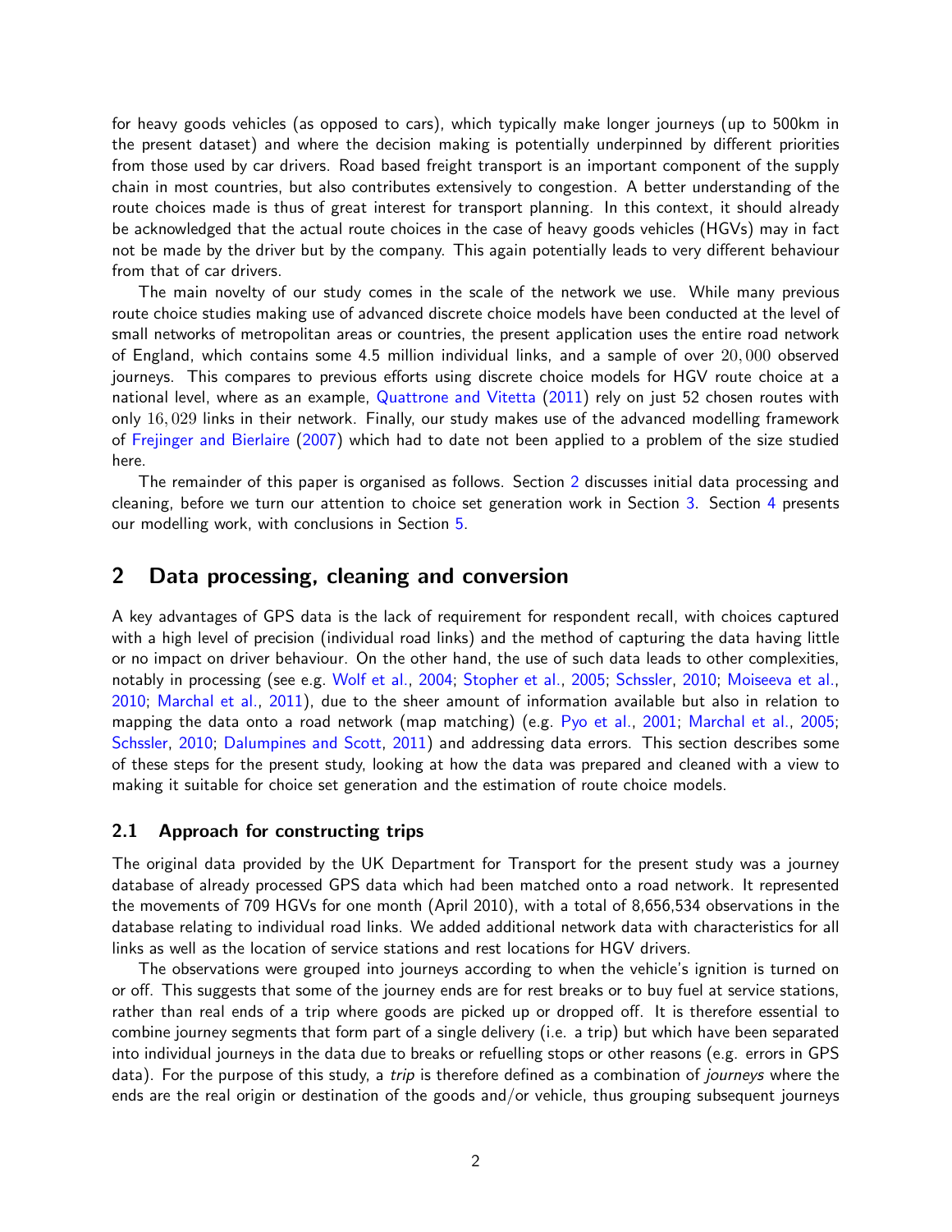for heavy goods vehicles (as opposed to cars), which typically make longer journeys (up to 500km in the present dataset) and where the decision making is potentially underpinned by different priorities from those used by car drivers. Road based freight transport is an important component of the supply chain in most countries, but also contributes extensively to congestion. A better understanding of the route choices made is thus of great interest for transport planning. In this context, it should already be acknowledged that the actual route choices in the case of heavy goods vehicles (HGVs) may in fact not be made by the driver but by the company. This again potentially leads to very different behaviour from that of car drivers.

The main novelty of our study comes in the scale of the network we use. While many previous route choice studies making use of advanced discrete choice models have been conducted at the level of small networks of metropolitan areas or countries, the present application uses the entire road network of England, which contains some 4.5 million individual links, and a sample of over $20,000$ observed journeys. This compares to previous efforts using discrete choice models for HGV route choice at a national level, where as an example, Quattrone and Vitetta (2011) rely on just 52 chosen routes with only $16,029$ links in their network. Finally, our study makes use of the advanced modelling framework of Frejinger and Bierlaire (2007) which had to date not been applied to a problem of the size studied here.

The remainder of this paper is organised as follows. Section 2 discusses initial data processing and cleaning, before we turn our attention to choice set generation work in Section 3. Section 4 presents our modelling work, with conclusions in Section 5.

## 2 Data processing, cleaning and conversion

A key advantages of GPS data is the lack of requirement for respondent recall, with choices captured with a high level of precision (individual road links) and the method of capturing the data having little or no impact on driver behaviour. On the other hand, the use of such data leads to other complexities, notably in processing (see e.g. Wolf et al., 2004; Stopher et al., 2005; Schssler, 2010; Moiseeva et al., 2010; Marchal et al., 2011), due to the sheer amount of information available but also in relation to mapping the data onto a road network (map matching) (e.g. Pyo et al., 2001; Marchal et al., 2005; Schssler, 2010; Dalumpines and Scott, 2011) and addressing data errors. This section describes some of these steps for the present study, looking at how the data was prepared and cleaned with a view to making it suitable for choice set generation and the estimation of route choice models.

### 2.1 Approach for constructing trips

The original data provided by the UK Department for Transport for the present study was a journey database of already processed GPS data which had been matched onto a road network. It represented the movements of 709 HGVs for one month (April 2010), with a total of 8,656,534 observations in the database relating to individual road links. We added additional network data with characteristics for all links as well as the location of service stations and rest locations for HGV drivers.

The observations were grouped into journeys according to when the vehicle's ignition is turned on or off. This suggests that some of the journey ends are for rest breaks or to buy fuel at service stations, rather than real ends of a trip where goods are picked up or dropped off. It is therefore essential to combine journey segments that form part of a single delivery (i.e. a trip) but which have been separated into individual journeys in the data due to breaks or refuelling stops or other reasons (e.g. errors in GPS data). For the purpose of this study, a *trip* is therefore defined as a combination of *journeys* where the ends are the real origin or destination of the goods and/or vehicle, thus grouping subsequent journeys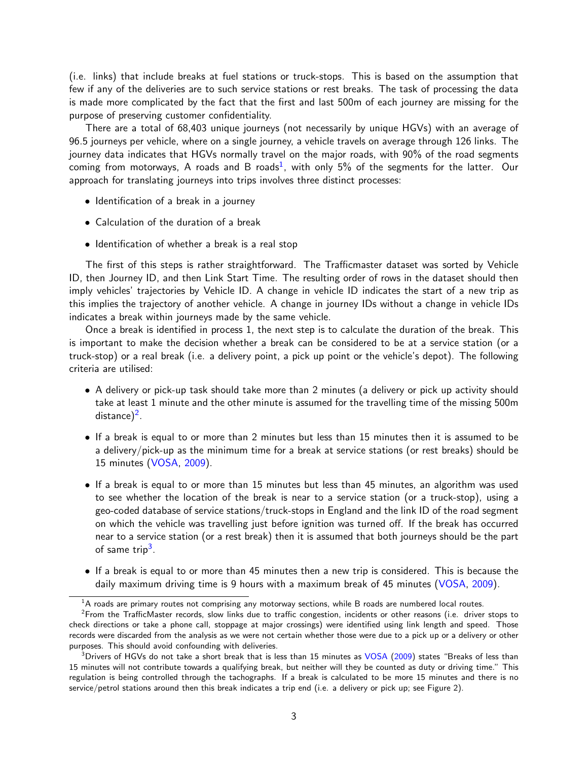(i.e. links) that include breaks at fuel stations or truck-stops. This is based on the assumption that few if any of the deliveries are to such service stations or rest breaks. The task of processing the data is made more complicated by the fact that the first and last 500m of each journey are missing for the purpose of preserving customer confidentiality.

There are a total of 68,403 unique journeys (not necessarily by unique HGVs) with an average of 96.5 journeys per vehicle, where on a single journey, a vehicle travels on average through 126 links. The journey data indicates that HGVs normally travel on the major roads, with 90% of the road segments coming from motorways, A roads and B roads[1], with only 5% of the segments for the latter. Our approach for translating journeys into trips involves three distinct processes:

- Identification of a break in a journey
- Calculation of the duration of a break
- Identification of whether a break is a real stop

The first of this steps is rather straightforward. The Trafficmaster dataset was sorted by Vehicle ID, then Journey ID, and then Link Start Time. The resulting order of rows in the dataset should then imply vehicles' trajectories by Vehicle ID. A change in vehicle ID indicates the start of a new trip as this implies the trajectory of another vehicle. A change in journey IDs without a change in vehicle IDs indicates a break within journeys made by the same vehicle.

Once a break is identified in process 1, the next step is to calculate the duration of the break. This is important to make the decision whether a break can be considered to be at a service station (or a truck-stop) or a real break (i.e. a delivery point, a pick up point or the vehicle's depot). The following criteria are utilised:

- A delivery or pick-up task should take more than 2 minutes (a delivery or pick up activity should take at least 1 minute and the other minute is assumed for the travelling time of the missing 500m distance)[2].
- If a break is equal to or more than 2 minutes but less than 15 minutes then it is assumed to be a delivery/pick-up as the minimum time for a break at service stations (or rest breaks) should be 15 minutes (VOSA, 2009).
- If a break is equal to or more than 15 minutes but less than 45 minutes, an algorithm was used to see whether the location of the break is near to a service station (or a truck-stop), using a geo-coded database of service stations/truck-stops in England and the link ID of the road segment on which the vehicle was travelling just before ignition was turned off. If the break has occurred near to a service station (or a rest break) then it is assumed that both journeys should be the part of same trip[3].
- If a break is equal to or more than 45 minutes then a new trip is considered. This is because the daily maximum driving time is 9 hours with a maximum break of 45 minutes (VOSA, 2009).

[1] A roads are primary routes not comprising any motorway sections, while B roads are numbered local routes.

[2] From the TrafficMaster records, slow links due to traffic congestion, incidents or other reasons (i.e. driver stops to check directions or take a phone call, stoppage at major crossings) were identified using link length and speed. Those records were discarded from the analysis as we were not certain whether those were due to a pick up or a delivery or other purposes. This should avoid confounding with deliveries.

[3] Drivers of HGVs do not take a short break that is less than 15 minutes as VOSA (2009) states "Breaks of less than 15 minutes will not contribute towards a qualifying break, but neither will they be counted as duty or driving time." This regulation is being controlled through the tachographs. If a break is calculated to be more 15 minutes and there is no service/petrol stations around then this break indicates a trip end (i.e. a delivery or pick up; see Figure 2).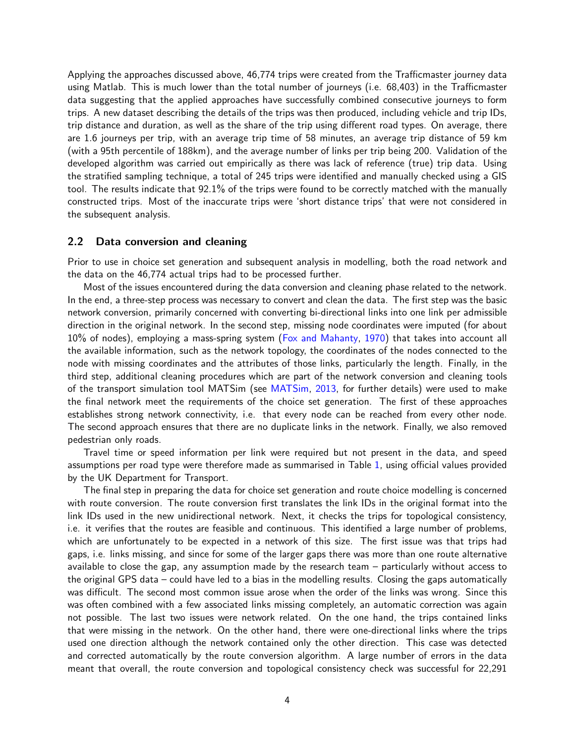Applying the approaches discussed above, 46,774 trips were created from the Trafficmaster journey data using Matlab. This is much lower than the total number of journeys (i.e. 68,403) in the Trafficmaster data suggesting that the applied approaches have successfully combined consecutive journeys to form trips. A new dataset describing the details of the trips was then produced, including vehicle and trip IDs, trip distance and duration, as well as the share of the trip using different road types. On average, there are 1.6 journeys per trip, with an average trip time of 58 minutes, an average trip distance of 59 km (with a 95th percentile of 188km), and the average number of links per trip being 200. Validation of the developed algorithm was carried out empirically as there was lack of reference (true) trip data. Using the stratified sampling technique, a total of 245 trips were identified and manually checked using a GIS tool. The results indicate that 92.1% of the trips were found to be correctly matched with the manually constructed trips. Most of the inaccurate trips were 'short distance trips' that were not considered in the subsequent analysis.

## 2.2 Data conversion and cleaning

Prior to use in choice set generation and subsequent analysis in modelling, both the road network and the data on the 46,774 actual trips had to be processed further.

Most of the issues encountered during the data conversion and cleaning phase related to the network. In the end, a three-step process was necessary to convert and clean the data. The first step was the basic network conversion, primarily concerned with converting bi-directional links into one link per admissible direction in the original network. In the second step, missing node coordinates were imputed (for about 10% of nodes), employing a mass-spring system (Fox and Mahanty, 1970) that takes into account all the available information, such as the network topology, the coordinates of the nodes connected to the node with missing coordinates and the attributes of those links, particularly the length. Finally, in the third step, additional cleaning procedures which are part of the network conversion and cleaning tools of the transport simulation tool MATSim (see MATSim, 2013, for further details) were used to make the final network meet the requirements of the choice set generation. The first of these approaches establishes strong network connectivity, i.e. that every node can be reached from every other node. The second approach ensures that there are no duplicate links in the network. Finally, we also removed pedestrian only roads.

Travel time or speed information per link were required but not present in the data, and speed assumptions per road type were therefore made as summarised in Table 1, using official values provided by the UK Department for Transport.

The final step in preparing the data for choice set generation and route choice modelling is concerned with route conversion. The route conversion first translates the link IDs in the original format into the link IDs used in the new unidirectional network. Next, it checks the trips for topological consistency, i.e. it verifies that the routes are feasible and continuous. This identified a large number of problems, which are unfortunately to be expected in a network of this size. The first issue was that trips had gaps, i.e. links missing, and since for some of the larger gaps there was more than one route alternative available to close the gap, any assumption made by the research team – particularly without access to the original GPS data – could have led to a bias in the modelling results. Closing the gaps automatically was difficult. The second most common issue arose when the order of the links was wrong. Since this was often combined with a few associated links missing completely, an automatic correction was again not possible. The last two issues were network related. On the one hand, the trips contained links that were missing in the network. On the other hand, there were one-directional links where the trips used one direction although the network contained only the other direction. This case was detected and corrected automatically by the route conversion algorithm. A large number of errors in the data meant that overall, the route conversion and topological consistency check was successful for 22,291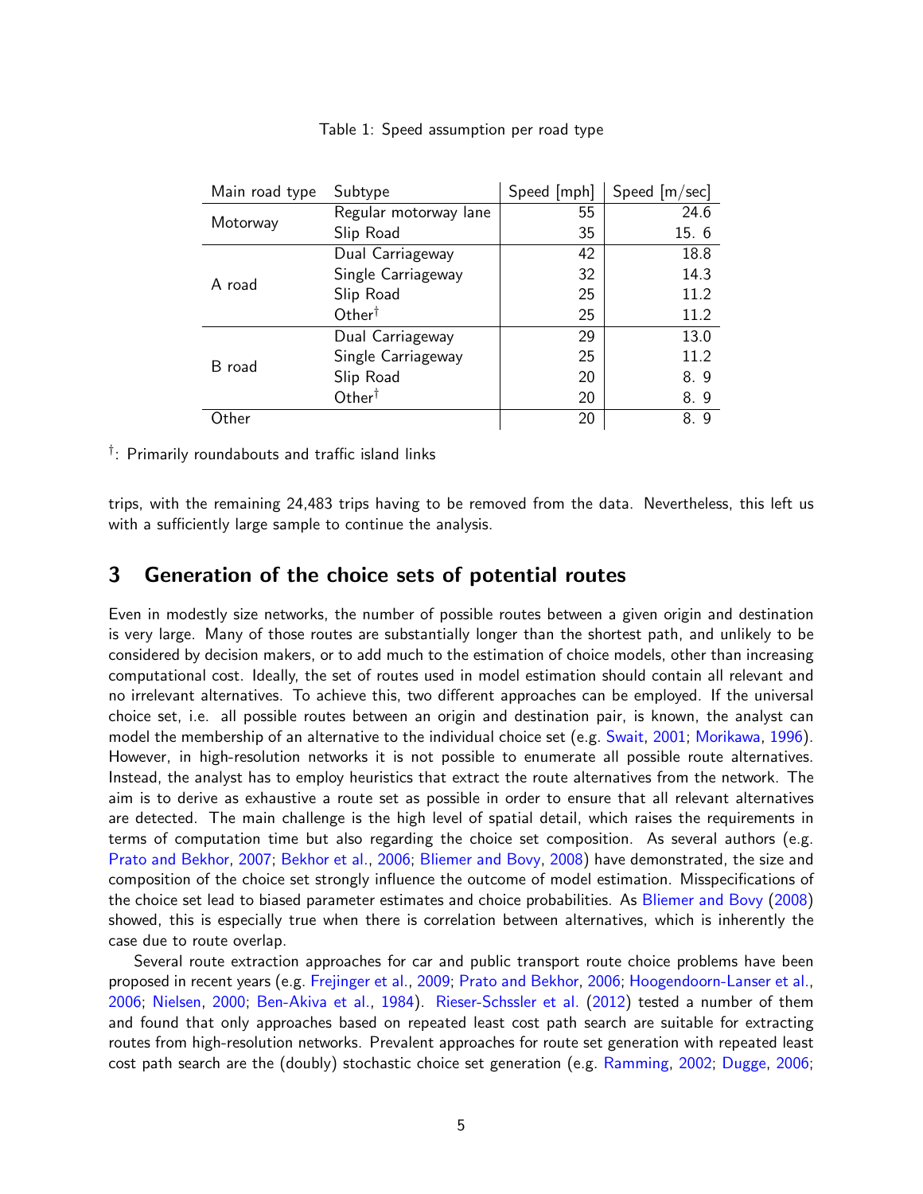Table 1: Speed assumption per road type

| Main road type | Subtype | Speed [mph] | Speed [m/sec] |
|---|---|---|---|
| Motorway | Regular motorway lane | 55 | 24.6 |
| | Slip Road | 35 | 15. 6 |
| A road | Dual Carriageway | 42 | 18.8 |
| | Single Carriageway | 32 | 14.3 |
| | Slip Road | 25 | 11.2 |
| | Other† | 25 | 11.2 |
| B road | Dual Carriageway | 29 | 13.0 |
| | Single Carriageway | 25 | 11.2 |
| | Slip Road | 20 | 8. 9 |
| | Other† | 20 | 8. 9 |
| Other | | 20 | 8. 9 |

†: Primarily roundabouts and traffic island links

trips, with the remaining 24,483 trips having to be removed from the data. Nevertheless, this left us with a sufficiently large sample to continue the analysis.

## 3 Generation of the choice sets of potential routes

Even in modestly size networks, the number of possible routes between a given origin and destination is very large. Many of those routes are substantially longer than the shortest path, and unlikely to be considered by decision makers, or to add much to the estimation of choice models, other than increasing computational cost. Ideally, the set of routes used in model estimation should contain all relevant and no irrelevant alternatives. To achieve this, two different approaches can be employed. If the universal choice set, i.e. all possible routes between an origin and destination pair, is known, the analyst can model the membership of an alternative to the individual choice set (e.g. Swait, 2001; Morikawa, 1996). However, in high-resolution networks it is not possible to enumerate all possible route alternatives. Instead, the analyst has to employ heuristics that extract the route alternatives from the network. The aim is to derive as exhaustive a route set as possible in order to ensure that all relevant alternatives are detected. The main challenge is the high level of spatial detail, which raises the requirements in terms of computation time but also regarding the choice set composition. As several authors (e.g. Prato and Bekhor, 2007; Bekhor et al., 2006; Bliemer and Bovy, 2008) have demonstrated, the size and composition of the choice set strongly influence the outcome of model estimation. Misspecifications of the choice set lead to biased parameter estimates and choice probabilities. As Bliemer and Bovy (2008) showed, this is especially true when there is correlation between alternatives, which is inherently the case due to route overlap.

Several route extraction approaches for car and public transport route choice problems have been proposed in recent years (e.g. Frejinger et al., 2009; Prato and Bekhor, 2006; Hoogendoorn-Lanser et al., 2006; Nielsen, 2000; Ben-Akiva et al., 1984). Rieser-Schssler et al. (2012) tested a number of them and found that only approaches based on repeated least cost path search are suitable for extracting routes from high-resolution networks. Prevalent approaches for route set generation with repeated least cost path search are the (doubly) stochastic choice set generation (e.g. Ramming, 2002; Dugge, 2006;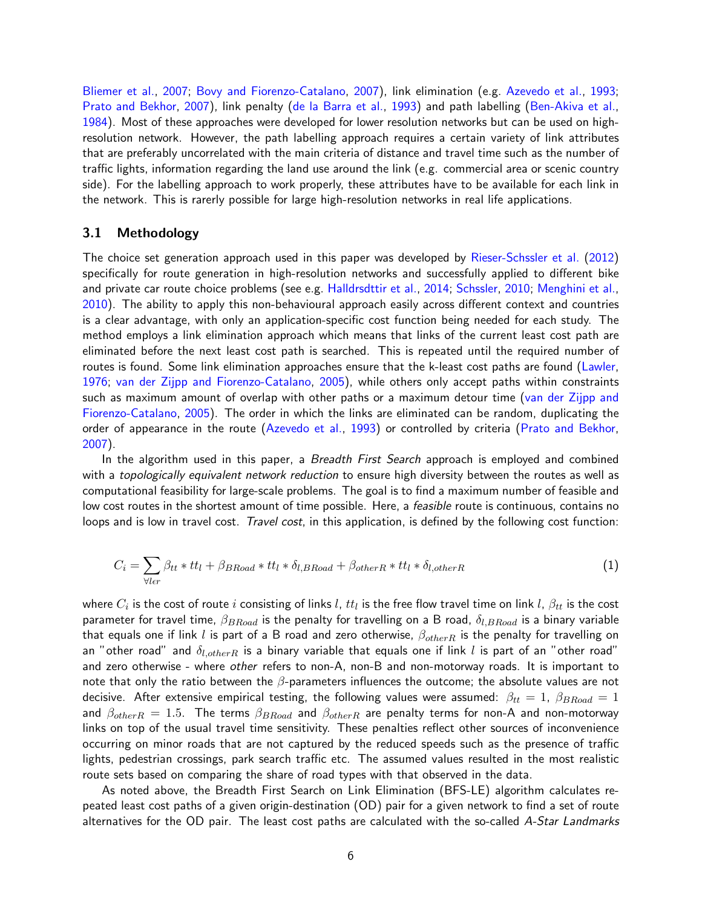Bliemer et al., 2007; Bovy and Fiorenzo-Catalano, 2007), link elimination (e.g. Azevedo et al., 1993; Prato and Bekhor, 2007), link penalty (de la Barra et al., 1993) and path labelling (Ben-Akiva et al., 1984). Most of these approaches were developed for lower resolution networks but can be used on high-resolution network. However, the path labelling approach requires a certain variety of link attributes that are preferably uncorrelated with the main criteria of distance and travel time such as the number of traffic lights, information regarding the land use around the link (e.g. commercial area or scenic country side). For the labelling approach to work properly, these attributes have to be available for each link in the network. This is rarely possible for large high-resolution networks in real life applications.

### 3.1 Methodology

The choice set generation approach used in this paper was developed by Rieser-Schssler et al. (2012) specifically for route generation in high-resolution networks and successfully applied to different bike and private car route choice problems (see e.g. Halldrsdttir et al., 2014; Schssler, 2010; Menghini et al., 2010). The ability to apply this non-behavioural approach easily across different context and countries is a clear advantage, with only an application-specific cost function being needed for each study. The method employs a link elimination approach which means that links of the current least cost path are eliminated before the next least cost path is searched. This is repeated until the required number of routes is found. Some link elimination approaches ensure that the k-least cost paths are found (Lawler, 1976; van der Zijpp and Fiorenzo-Catalano, 2005), while others only accept paths within constraints such as maximum amount of overlap with other paths or a maximum detour time (van der Zijpp and Fiorenzo-Catalano, 2005). The order in which the links are eliminated can be random, duplicating the order of appearance in the route (Azevedo et al., 1993) or controlled by criteria (Prato and Bekhor, 2007).

In the algorithm used in this paper, a *Breadth First Search* approach is employed and combined with a *topologically equivalent network reduction* to ensure high diversity between the routes as well as computational feasibility for large-scale problems. The goal is to find a maximum number of feasible and low cost routes in the shortest amount of time possible. Here, a *feasible* route is continuous, contains no loops and is low in travel cost. *Travel cost*, in this application, is defined by the following cost function:

$$C_i = \sum_{\forall l \epsilon r} \beta_{tt} * tt_l + \beta_{BRoad} * tt_l * \delta_{l,BRoad} + \beta_{otherR} * tt_l * \delta_{l,otherR} \tag{1}$$

where $C_i$ is the cost of route $i$ consisting of links $l$, $tt_l$ is the free flow travel time on link $l$, $\beta_{tt}$ is the cost parameter for travel time, $\beta_{BRoad}$ is the penalty for travelling on a B road, $\delta_{l,BRoad}$ is a binary variable that equals one if link $l$ is part of a B road and zero otherwise, $\beta_{otherR}$ is the penalty for travelling on an "other road" and $\delta_{l,otherR}$ is a binary variable that equals one if link $l$ is part of an "other road" and zero otherwise - where *other* refers to non-A, non-B and non-motorway roads. It is important to note that only the ratio between the $\beta$-parameters influences the outcome; the absolute values are not decisive. After extensive empirical testing, the following values were assumed: $\beta_{tt} = 1$, $\beta_{BRoad} = 1$ and $\beta_{otherR} = 1.5$. The terms $\beta_{BRoad}$ and $\beta_{otherR}$ are penalty terms for non-A and non-motorway links on top of the usual travel time sensitivity. These penalties reflect other sources of inconvenience occurring on minor roads that are not captured by the reduced speeds such as the presence of traffic lights, pedestrian crossings, park search traffic etc. The assumed values resulted in the most realistic route sets based on comparing the share of road types with that observed in the data.

As noted above, the Breadth First Search on Link Elimination (BFS-LE) algorithm calculates repeated least cost paths of a given origin-destination (OD) pair for a given network to find a set of route alternatives for the OD pair. The least cost paths are calculated with the so-called *A-Star Landmarks*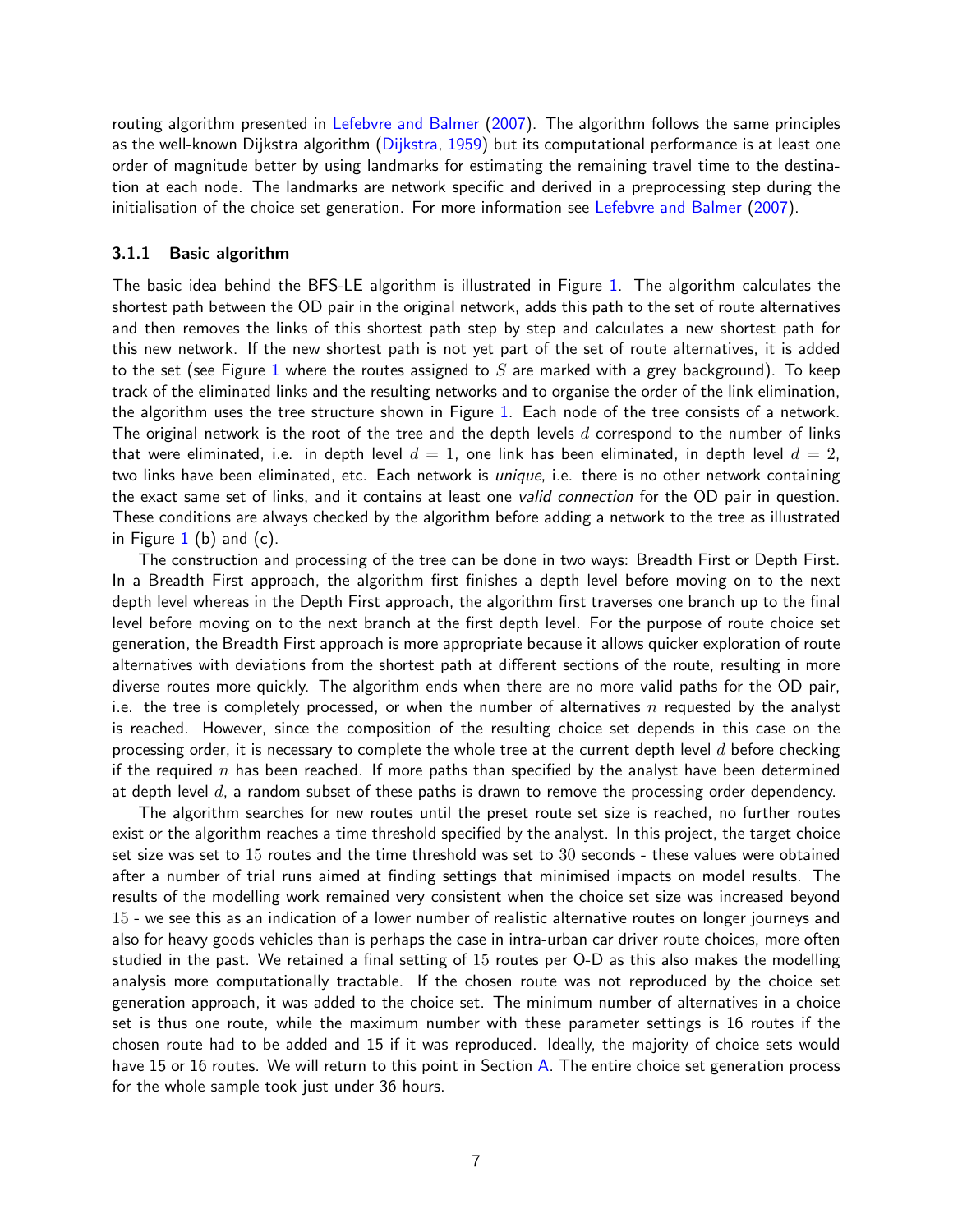routing algorithm presented in Lefebvre and Balmer (2007). The algorithm follows the same principles as the well-known Dijkstra algorithm (Dijkstra, 1959) but its computational performance is at least one order of magnitude better by using landmarks for estimating the remaining travel time to the destination at each node. The landmarks are network specific and derived in a preprocessing step during the initialisation of the choice set generation. For more information see Lefebvre and Balmer (2007).

### 3.1.1 Basic algorithm

The basic idea behind the BFS-LE algorithm is illustrated in Figure 1. The algorithm calculates the shortest path between the OD pair in the original network, adds this path to the set of route alternatives and then removes the links of this shortest path step by step and calculates a new shortest path for this new network. If the new shortest path is not yet part of the set of route alternatives, it is added to the set (see Figure 1 where the routes assigned to $S$ are marked with a grey background). To keep track of the eliminated links and the resulting networks and to organise the order of the link elimination, the algorithm uses the tree structure shown in Figure 1. Each node of the tree consists of a network. The original network is the root of the tree and the depth levels $d$ correspond to the number of links that were eliminated, i.e. in depth level $d = 1$, one link has been eliminated, in depth level $d = 2$, two links have been eliminated, etc. Each network is *unique*, i.e. there is no other network containing the exact same set of links, and it contains at least one *valid connection* for the OD pair in question. These conditions are always checked by the algorithm before adding a network to the tree as illustrated in Figure 1 (b) and (c).

The construction and processing of the tree can be done in two ways: Breadth First or Depth First. In a Breadth First approach, the algorithm first finishes a depth level before moving on to the next depth level whereas in the Depth First approach, the algorithm first traverses one branch up to the final level before moving on to the next branch at the first depth level. For the purpose of route choice set generation, the Breadth First approach is more appropriate because it allows quicker exploration of route alternatives with deviations from the shortest path at different sections of the route, resulting in more diverse routes more quickly. The algorithm ends when there are no more valid paths for the OD pair, i.e. the tree is completely processed, or when the number of alternatives $n$ requested by the analyst is reached. However, since the composition of the resulting choice set depends in this case on the processing order, it is necessary to complete the whole tree at the current depth level $d$ before checking if the required $n$ has been reached. If more paths than specified by the analyst have been determined at depth level $d$, a random subset of these paths is drawn to remove the processing order dependency.

The algorithm searches for new routes until the preset route set size is reached, no further routes exist or the algorithm reaches a time threshold specified by the analyst. In this project, the target choice set size was set to $15$ routes and the time threshold was set to $30$ seconds - these values were obtained after a number of trial runs aimed at finding settings that minimised impacts on model results. The results of the modelling work remained very consistent when the choice set size was increased beyond $15$ - we see this as an indication of a lower number of realistic alternative routes on longer journeys and also for heavy goods vehicles than is perhaps the case in intra-urban car driver route choices, more often studied in the past. We retained a final setting of $15$ routes per O-D as this also makes the modelling analysis more computationally tractable. If the chosen route was not reproduced by the choice set generation approach, it was added to the choice set. The minimum number of alternatives in a choice set is thus one route, while the maximum number with these parameter settings is 16 routes if the chosen route had to be added and 15 if it was reproduced. Ideally, the majority of choice sets would have 15 or 16 routes. We will return to this point in Section A. The entire choice set generation process for the whole sample took just under 36 hours.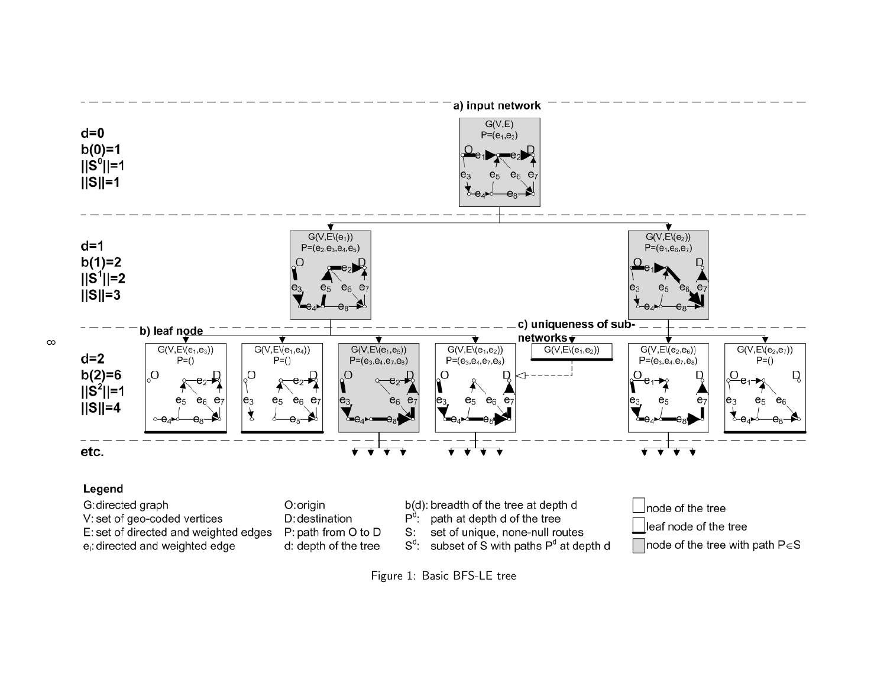**a) input network**

**d=0**
**b(0)=1**
**$||S^0||=1$**
**$||S||=1$**

$G(V,E)$
$P=(e_1,e_2)$

**d=1**
**b(1)=2**
**$||S^1||=2$**
**$||S||=3$**

$G(V,E \setminus (e_1))$
$P=(e_2,e_3,e_4,e_5)$

$G(V,E \setminus (e_2))$
$P=(e_1,e_6,e_7)$

**b) leaf node**

**c) uniqueness of sub-networks**

$G(V,E \setminus (e_1,e_2))$

**d=2**
**b(2)=6**
**$||S^2||=1$**
**$||S||=4$**

$G(V,E \setminus (e_1,e_3))$
$P=()$

$G(V,E \setminus (e_1,e_4))$
$P=()$

$G(V,E \setminus (e_1,e_5))$
$P=(e_3,e_4,e_7,e_8)$

$G(V,E \setminus (e_1,e_2))$
$P=(e_3,e_4,e_7,e_8)$

$G(V,E \setminus (e_2,e_6))$
$P=(e_3,e_4,e_7,e_8)$

$G(V,E \setminus (e_2,e_7))$
$P=()$

**etc.**

**Legend**

G: directed graph
V: set of geo-coded vertices
E: set of directed and weighted edges
$e_i$: directed and weighted edge
O: origin
D: destination
P: path from O to D
d: depth of the tree
b(d): breadth of the tree at depth d
$P^d$: path at depth d of the tree
S: set of unique, none-null routes
$S^d$: subset of S with paths $P^d$ at depth d
node of the tree
leaf node of the tree
node of the tree with path $P \in S$

Figure 1: Basic BFS-LE tree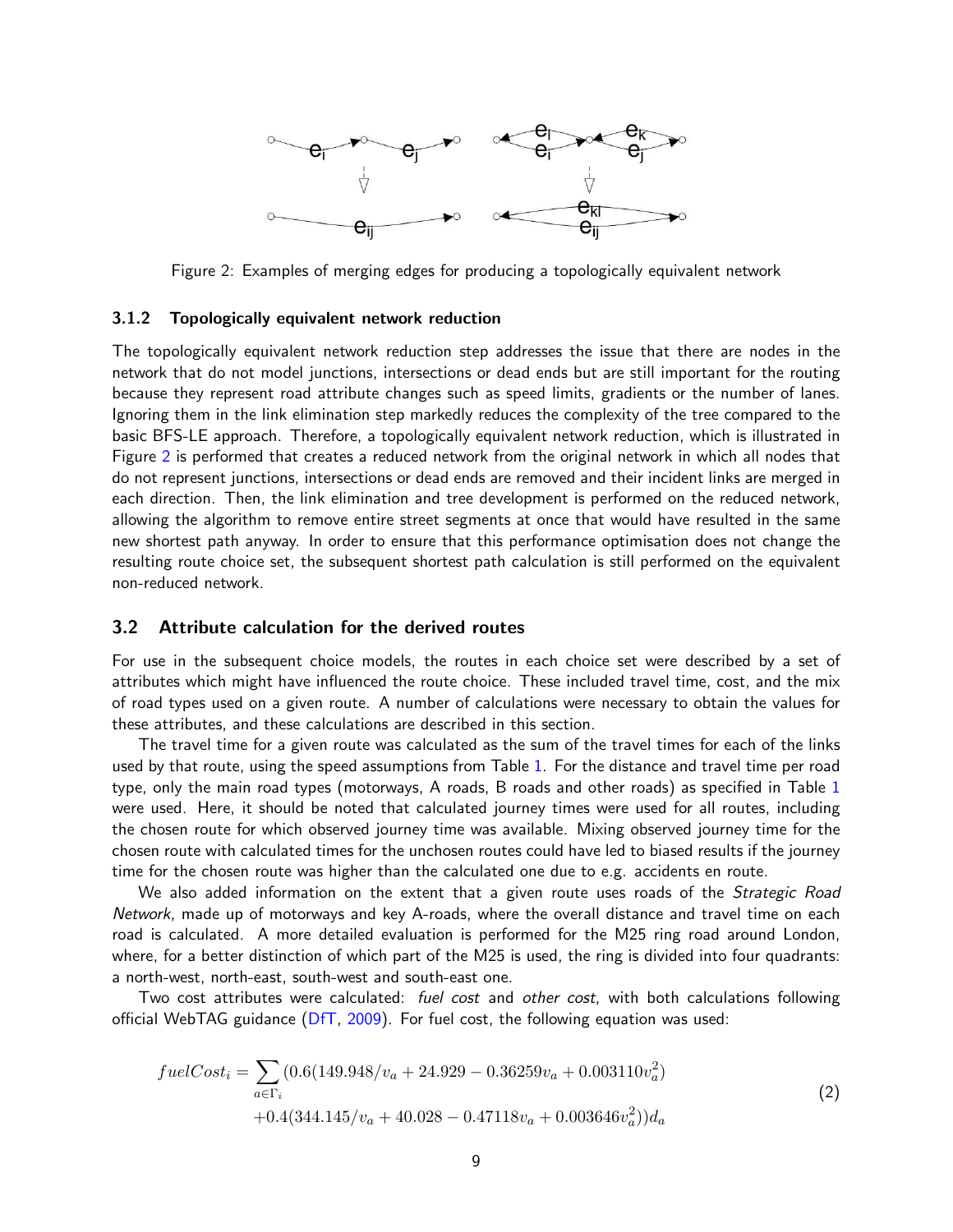Figure 2: Examples of merging edges for producing a topologically equivalent network

### 3.1.2 Topologically equivalent network reduction

The topologically equivalent network reduction step addresses the issue that there are nodes in the network that do not model junctions, intersections or dead ends but are still important for the routing because they represent road attribute changes such as speed limits, gradients or the number of lanes. Ignoring them in the link elimination step markedly reduces the complexity of the tree compared to the basic BFS-LE approach. Therefore, a topologically equivalent network reduction, which is illustrated in Figure 2 is performed that creates a reduced network from the original network in which all nodes that do not represent junctions, intersections or dead ends are removed and their incident links are merged in each direction. Then, the link elimination and tree development is performed on the reduced network, allowing the algorithm to remove entire street segments at once that would have resulted in the same new shortest path anyway. In order to ensure that this performance optimisation does not change the resulting route choice set, the subsequent shortest path calculation is still performed on the equivalent non-reduced network.

## 3.2 Attribute calculation for the derived routes

For use in the subsequent choice models, the routes in each choice set were described by a set of attributes which might have influenced the route choice. These included travel time, cost, and the mix of road types used on a given route. A number of calculations were necessary to obtain the values for these attributes, and these calculations are described in this section.

The travel time for a given route was calculated as the sum of the travel times for each of the links used by that route, using the speed assumptions from Table 1. For the distance and travel time per road type, only the main road types (motorways, A roads, B roads and other roads) as specified in Table 1 were used. Here, it should be noted that calculated journey times were used for all routes, including the chosen route for which observed journey time was available. Mixing observed journey time for the chosen route with calculated times for the unchosen routes could have led to biased results if the journey time for the chosen route was higher than the calculated one due to e.g. accidents en route.

We also added information on the extent that a given route uses roads of the *Strategic Road Network*, made up of motorways and key A-roads, where the overall distance and travel time on each road is calculated. A more detailed evaluation is performed for the M25 ring road around London, where, for a better distinction of which part of the M25 is used, the ring is divided into four quadrants: a north-west, north-east, south-west and south-east one.

Two cost attributes were calculated: *fuel cost* and *other cost*, with both calculations following official WebTAG guidance (DfT, 2009). For fuel cost, the following equation was used:

$$
\begin{aligned}
fuelCost_i = \sum_{a \in \Gamma_i} (&0.6(149.948/v_a + 24.929 - 0.36259v_a + 0.003110v_a^2) \\
&+0.4(344.145/v_a + 40.028 - 0.47118v_a + 0.003646v_a^2))d_a
\end{aligned}
\tag{2}
$$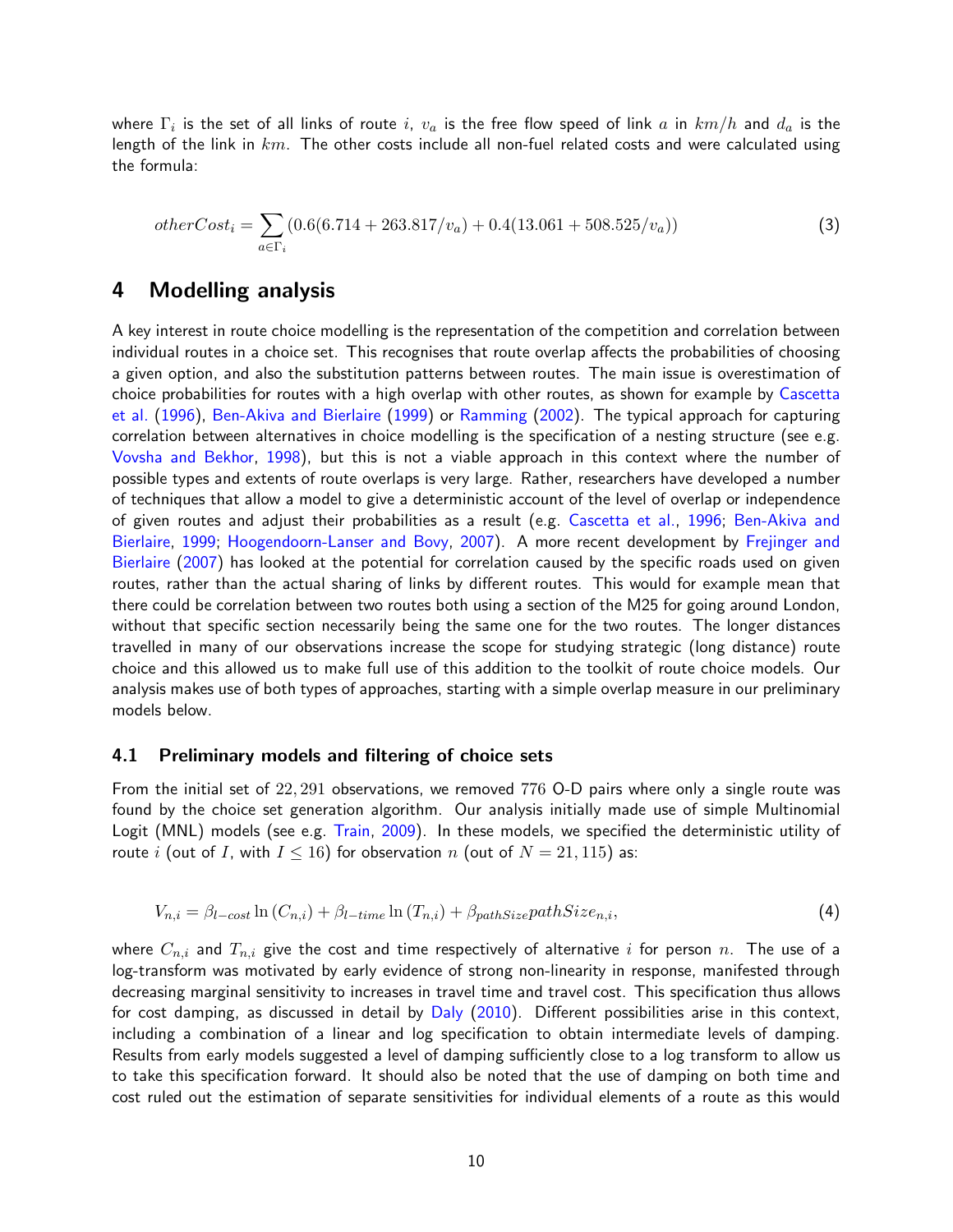where $\Gamma_i$ is the set of all links of route $i$, $v_a$ is the free flow speed of link $a$ in $km/h$ and $d_a$ is the length of the link in $km$. The other costs include all non-fuel related costs and were calculated using the formula:

$$otherCost_i = \sum_{a \in \Gamma_i} (0.6(6.714 + 263.817/v_a) + 0.4(13.061 + 508.525/v_a)) \tag{3}$$

## 4 Modelling analysis

A key interest in route choice modelling is the representation of the competition and correlation between individual routes in a choice set. This recognises that route overlap affects the probabilities of choosing a given option, and also the substitution patterns between routes. The main issue is overestimation of choice probabilities for routes with a high overlap with other routes, as shown for example by Cascetta et al. (1996), Ben-Akiva and Bierlaire (1999) or Ramming (2002). The typical approach for capturing correlation between alternatives in choice modelling is the specification of a nesting structure (see e.g. Vovsha and Bekhor, 1998), but this is not a viable approach in this context where the number of possible types and extents of route overlaps is very large. Rather, researchers have developed a number of techniques that allow a model to give a deterministic account of the level of overlap or independence of given routes and adjust their probabilities as a result (e.g. Cascetta et al., 1996; Ben-Akiva and Bierlaire, 1999; Hoogendoorn-Lanser and Bovy, 2007). A more recent development by Frejinger and Bierlaire (2007) has looked at the potential for correlation caused by the specific roads used on given routes, rather than the actual sharing of links by different routes. This would for example mean that there could be correlation between two routes both using a section of the M25 for going around London, without that specific section necessarily being the same one for the two routes. The longer distances travelled in many of our observations increase the scope for studying strategic (long distance) route choice and this allowed us to make full use of this addition to the toolkit of route choice models. Our analysis makes use of both types of approaches, starting with a simple overlap measure in our preliminary models below.

### 4.1 Preliminary models and filtering of choice sets

From the initial set of $22,291$ observations, we removed $776$ O-D pairs where only a single route was found by the choice set generation algorithm. Our analysis initially made use of simple Multinomial Logit (MNL) models (see e.g. Train, 2009). In these models, we specified the deterministic utility of route $i$ (out of $I$, with $I \leq 16$) for observation $n$ (out of $N = 21,115$) as:

$$V_{n,i} = \beta_{l-cost} \ln(C_{n,i}) + \beta_{l-time} \ln(T_{n,i}) + \beta_{pathSize} pathSize_{n,i}, \tag{4}$$

where $C_{n,i}$ and $T_{n,i}$ give the cost and time respectively of alternative $i$ for person $n$. The use of a log-transform was motivated by early evidence of strong non-linearity in response, manifested through decreasing marginal sensitivity to increases in travel time and travel cost. This specification thus allows for cost damping, as discussed in detail by Daly (2010). Different possibilities arise in this context, including a combination of a linear and log specification to obtain intermediate levels of damping. Results from early models suggested a level of damping sufficiently close to a log transform to allow us to take this specification forward. It should also be noted that the use of damping on both time and cost ruled out the estimation of separate sensitivities for individual elements of a route as this would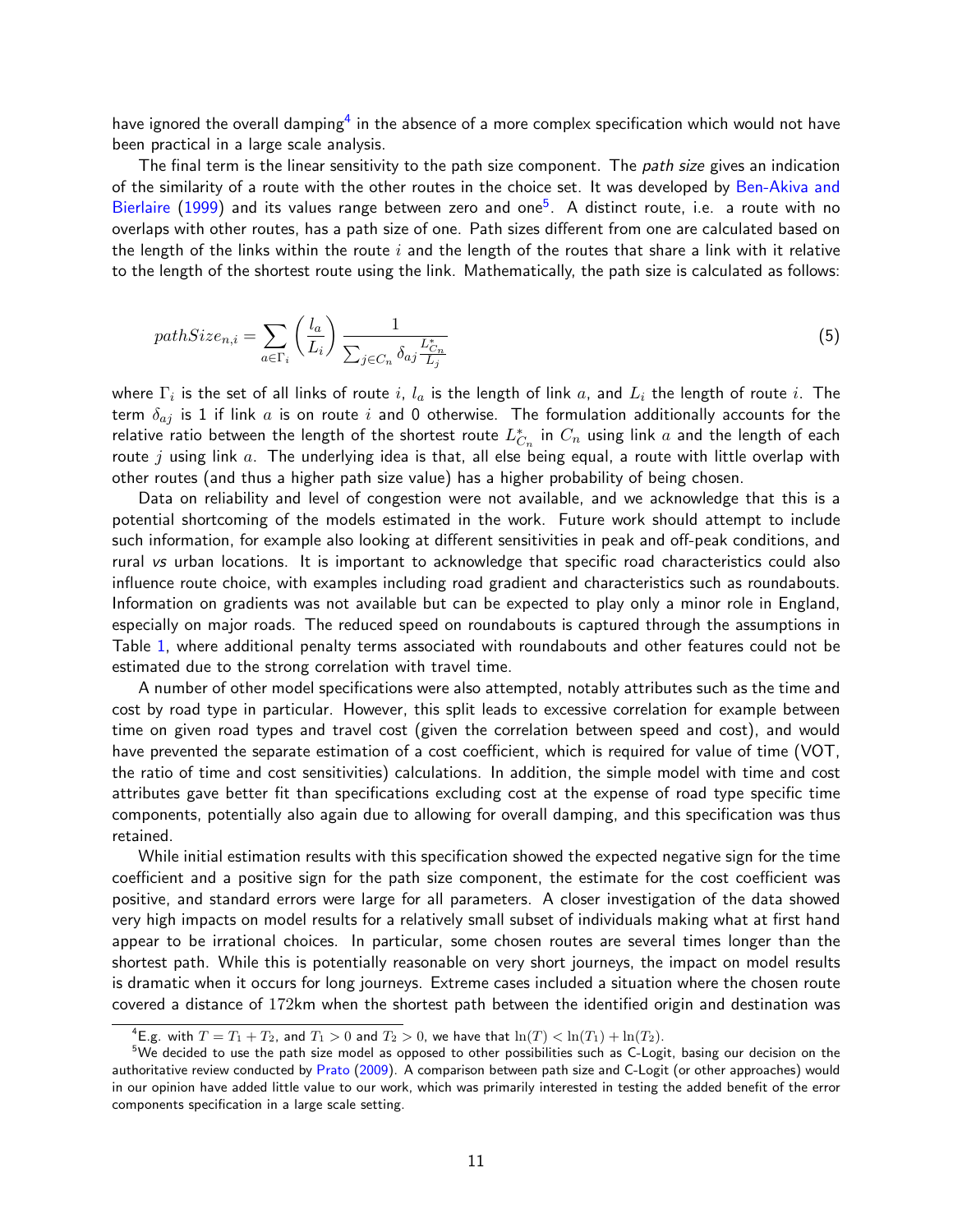have ignored the overall damping[4] in the absence of a more complex specification which would not have been practical in a large scale analysis.

The final term is the linear sensitivity to the path size component. The *path size* gives an indication of the similarity of a route with the other routes in the choice set. It was developed by Ben-Akiva and Bierlaire (1999) and its values range between zero and one[5]. A distinct route, i.e. a route with no overlaps with other routes, has a path size of one. Path sizes different from one are calculated based on the length of the links within the route $i$ and the length of the routes that share a link with it relative to the length of the shortest route using the link. Mathematically, the path size is calculated as follows:

$$pathSize_{n,i} = \sum_{a \in \Gamma_i} \left( \frac{l_a}{L_i} \right) \frac{1}{\sum_{j \in C_n} \delta_{aj} \frac{L^*_{C_n}}{L_j}} \tag{5}$$

where $\Gamma_i$ is the set of all links of route $i$, $l_a$ is the length of link $a$, and $L_i$ the length of route $i$. The term $\delta_{aj}$ is 1 if link $a$ is on route $i$ and 0 otherwise. The formulation additionally accounts for the relative ratio between the length of the shortest route $L^*_{C_n}$ in $C_n$ using link $a$ and the length of each route $j$ using link $a$. The underlying idea is that, all else being equal, a route with little overlap with other routes (and thus a higher path size value) has a higher probability of being chosen.

Data on reliability and level of congestion were not available, and we acknowledge that this is a potential shortcoming of the models estimated in the work. Future work should attempt to include such information, for example also looking at different sensitivities in peak and off-peak conditions, and rural *vs* urban locations. It is important to acknowledge that specific road characteristics could also influence route choice, with examples including road gradient and characteristics such as roundabouts. Information on gradients was not available but can be expected to play only a minor role in England, especially on major roads. The reduced speed on roundabouts is captured through the assumptions in Table 1, where additional penalty terms associated with roundabouts and other features could not be estimated due to the strong correlation with travel time.

A number of other model specifications were also attempted, notably attributes such as the time and cost by road type in particular. However, this split leads to excessive correlation for example between time on given road types and travel cost (given the correlation between speed and cost), and would have prevented the separate estimation of a cost coefficient, which is required for value of time (VOT, the ratio of time and cost sensitivities) calculations. In addition, the simple model with time and cost attributes gave better fit than specifications excluding cost at the expense of road type specific time components, potentially also again due to allowing for overall damping, and this specification was thus retained.

While initial estimation results with this specification showed the expected negative sign for the time coefficient and a positive sign for the path size component, the estimate for the cost coefficient was positive, and standard errors were large for all parameters. A closer investigation of the data showed very high impacts on model results for a relatively small subset of individuals making what at first hand appear to be irrational choices. In particular, some chosen routes are several times longer than the shortest path. While this is potentially reasonable on very short journeys, the impact on model results is dramatic when it occurs for long journeys. Extreme cases included a situation where the chosen route covered a distance of 172km when the shortest path between the identified origin and destination was

[4] E.g. with $T = T_1 + T_2$, and $T_1 > 0$ and $T_2 > 0$, we have that $\ln(T) < \ln(T_1) + \ln(T_2)$.

[5] We decided to use the path size model as opposed to other possibilities such as C-Logit, basing our decision on the authoritative review conducted by Prato (2009). A comparison between path size and C-Logit (or other approaches) would in our opinion have added little value to our work, which was primarily interested in testing the added benefit of the error components specification in a large scale setting.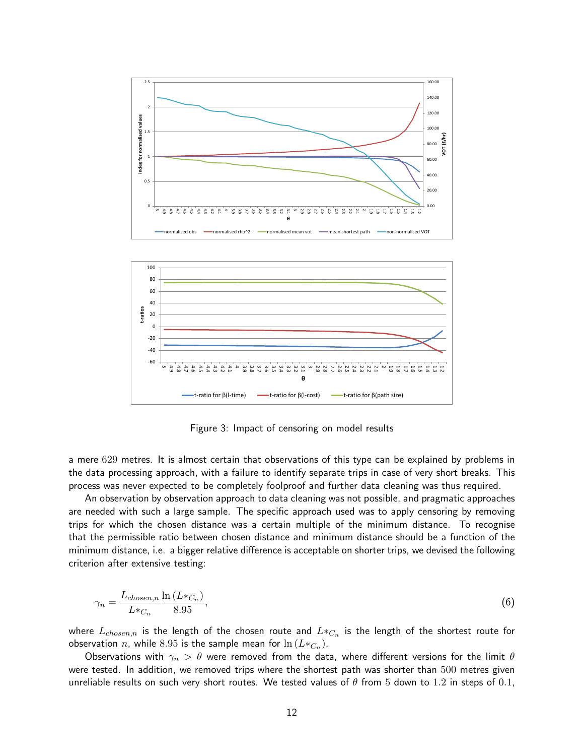Figure 3: Impact of censoring on model results

a mere 629 metres. It is almost certain that observations of this type can be explained by problems in the data processing approach, with a failure to identify separate trips in case of very short breaks. This process was never expected to be completely foolproof and further data cleaning was thus required.

An observation by observation approach to data cleaning was not possible, and pragmatic approaches are needed with such a large sample. The specific approach used was to apply censoring by removing trips for which the chosen distance was a certain multiple of the minimum distance. To recognise that the permissible ratio between chosen distance and minimum distance should be a function of the minimum distance, i.e. a bigger relative difference is acceptable on shorter trips, we devised the following criterion after extensive testing:

$$\gamma_n = \frac{L_{chosen,n}}{L*_{C_n}} \frac{\ln\left(L*_{C_n}\right)}{8.95}, \tag{6}$$

where $L_{chosen,n}$ is the length of the chosen route and $L*_{C_n}$ is the length of the shortest route for observation $n$, while 8.95 is the sample mean for $\ln\left(L*_{C_n}\right)$.

Observations with $\gamma_n > \theta$ were removed from the data, where different versions for the limit $\theta$ were tested. In addition, we removed trips where the shortest path was shorter than 500 metres given unreliable results on such very short routes. We tested values of $\theta$ from 5 down to 1.2 in steps of 0.1,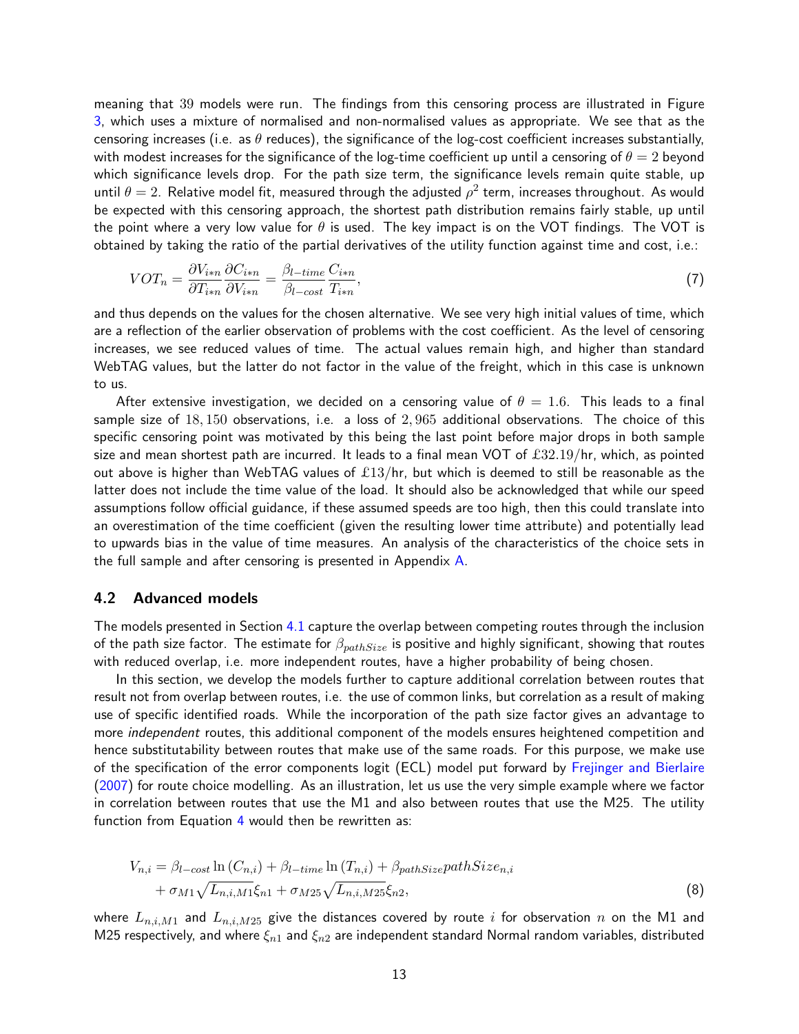meaning that 39 models were run. The findings from this censoring process are illustrated in Figure 3, which uses a mixture of normalised and non-normalised values as appropriate. We see that as the censoring increases (i.e. as $\theta$ reduces), the significance of the log-cost coefficient increases substantially, with modest increases for the significance of the log-time coefficient up until a censoring of $\theta = 2$ beyond which significance levels drop. For the path size term, the significance levels remain quite stable, up until $\theta = 2$. Relative model fit, measured through the adjusted $\rho^2$ term, increases throughout. As would be expected with this censoring approach, the shortest path distribution remains fairly stable, up until the point where a very low value for $\theta$ is used. The key impact is on the VOT findings. The VOT is obtained by taking the ratio of the partial derivatives of the utility function against time and cost, i.e.:

$$VOT_n = \frac{\partial V_{i*n}}{\partial T_{i*n}} \frac{\partial C_{i*n}}{\partial V_{i*n}} = \frac{\beta_{l-time}}{\beta_{l-cost}} \frac{C_{i*n}}{T_{i*n}}, \tag{7}$$

and thus depends on the values for the chosen alternative. We see very high initial values of time, which are a reflection of the earlier observation of problems with the cost coefficient. As the level of censoring increases, we see reduced values of time. The actual values remain high, and higher than standard WebTAG values, but the latter do not factor in the value of the freight, which in this case is unknown to us.

After extensive investigation, we decided on a censoring value of $\theta = 1.6$. This leads to a final sample size of $18,150$ observations, i.e. a loss of $2,965$ additional observations. The choice of this specific censoring point was motivated by this being the last point before major drops in both sample size and mean shortest path are incurred. It leads to a final mean VOT of £32.19/hr, which, as pointed out above is higher than WebTAG values of £13/hr, but which is deemed to still be reasonable as the latter does not include the time value of the load. It should also be acknowledged that while our speed assumptions follow official guidance, if these assumed speeds are too high, then this could translate into an overestimation of the time coefficient (given the resulting lower time attribute) and potentially lead to upwards bias in the value of time measures. An analysis of the characteristics of the choice sets in the full sample and after censoring is presented in Appendix A.

### 4.2 Advanced models

The models presented in Section 4.1 capture the overlap between competing routes through the inclusion of the path size factor. The estimate for $\beta_{pathSize}$ is positive and highly significant, showing that routes with reduced overlap, i.e. more independent routes, have a higher probability of being chosen.

In this section, we develop the models further to capture additional correlation between routes that result not from overlap between routes, i.e. the use of common links, but correlation as a result of making use of specific identified roads. While the incorporation of the path size factor gives an advantage to more *independent* routes, this additional component of the models ensures heightened competition and hence substitutability between routes that make use of the same roads. For this purpose, we make use of the specification of the error components logit (ECL) model put forward by Frejinger and Bierlaire (2007) for route choice modelling. As an illustration, let us use the very simple example where we factor in correlation between routes that use the M1 and also between routes that use the M25. The utility function from Equation 4 would then be rewritten as:

$$\begin{aligned} V_{n,i} &= \beta_{l-cost} \ln(C_{n,i}) + \beta_{l-time} \ln(T_{n,i}) + \beta_{pathSize} pathSize_{n,i} \\ &+ \sigma_{M1} \sqrt{L_{n,i,M1}} \xi_{n1} + \sigma_{M25} \sqrt{L_{n,i,M25}} \xi_{n2}, \end{aligned} \tag{8}$$

where $L_{n,i,M1}$ and $L_{n,i,M25}$ give the distances covered by route $i$ for observation $n$ on the M1 and M25 respectively, and where $\xi_{n1}$ and $\xi_{n2}$ are independent standard Normal random variables, distributed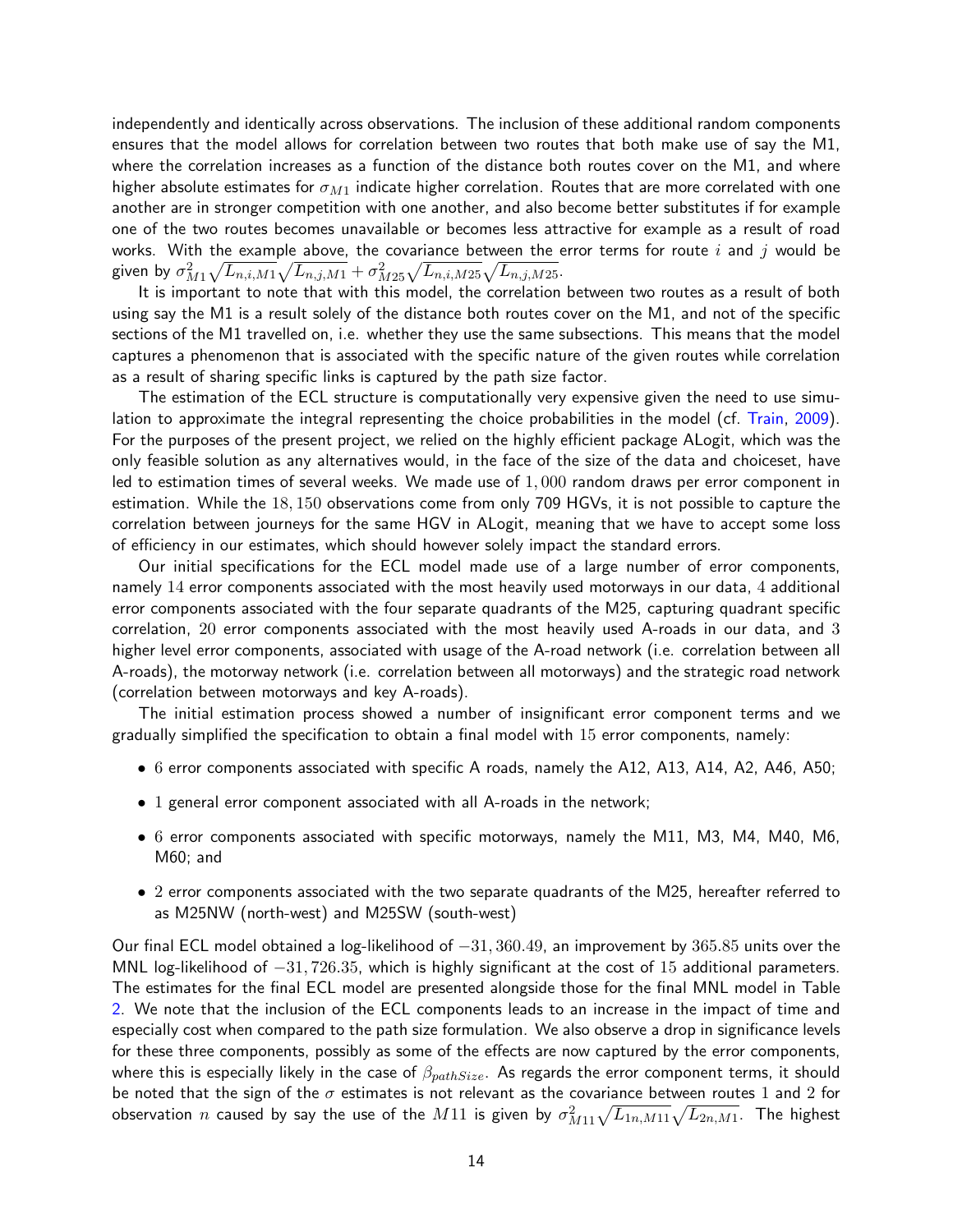independently and identically across observations. The inclusion of these additional random components ensures that the model allows for correlation between two routes that both make use of say the M1, where the correlation increases as a function of the distance both routes cover on the M1, and where higher absolute estimates for $\sigma_{M1}$ indicate higher correlation. Routes that are more correlated with one another are in stronger competition with one another, and also become better substitutes if for example one of the two routes becomes unavailable or becomes less attractive for example as a result of road works. With the example above, the covariance between the error terms for route $i$ and $j$ would be given by $\sigma^2_{M1}\sqrt{L_{n,i,M1}}\sqrt{L_{n,j,M1}} + \sigma^2_{M25}\sqrt{L_{n,i,M25}}\sqrt{L_{n,j,M25}}$.

It is important to note that with this model, the correlation between two routes as a result of both using say the M1 is a result solely of the distance both routes cover on the M1, and not of the specific sections of the M1 travelled on, i.e. whether they use the same subsections. This means that the model captures a phenomenon that is associated with the specific nature of the given routes while correlation as a result of sharing specific links is captured by the path size factor.

The estimation of the ECL structure is computationally very expensive given the need to use simulation to approximate the integral representing the choice probabilities in the model (cf. Train, 2009). For the purposes of the present project, we relied on the highly efficient package ALogit, which was the only feasible solution as any alternatives would, in the face of the size of the data and choiceset, have led to estimation times of several weeks. We made use of $1,000$ random draws per error component in estimation. While the $18,150$ observations come from only 709 HGVs, it is not possible to capture the correlation between journeys for the same HGV in ALogit, meaning that we have to accept some loss of efficiency in our estimates, which should however solely impact the standard errors.

Our initial specifications for the ECL model made use of a large number of error components, namely $14$ error components associated with the most heavily used motorways in our data, $4$ additional error components associated with the four separate quadrants of the M25, capturing quadrant specific correlation, $20$ error components associated with the most heavily used A-roads in our data, and $3$ higher level error components, associated with usage of the A-road network (i.e. correlation between all A-roads), the motorway network (i.e. correlation between all motorways) and the strategic road network (correlation between motorways and key A-roads).

The initial estimation process showed a number of insignificant error component terms and we gradually simplified the specification to obtain a final model with $15$ error components, namely:

- $6$ error components associated with specific A roads, namely the A12, A13, A14, A2, A46, A50;
- $1$ general error component associated with all A-roads in the network;
- $6$ error components associated with specific motorways, namely the M11, M3, M4, M40, M6, M60; and
- $2$ error components associated with the two separate quadrants of the M25, hereafter referred to as M25NW (north-west) and M25SW (south-west)

Our final ECL model obtained a log-likelihood of $-31,360.49$, an improvement by $365.85$ units over the MNL log-likelihood of $-31,726.35$, which is highly significant at the cost of $15$ additional parameters. The estimates for the final ECL model are presented alongside those for the final MNL model in Table 2. We note that the inclusion of the ECL components leads to an increase in the impact of time and especially cost when compared to the path size formulation. We also observe a drop in significance levels for these three components, possibly as some of the effects are now captured by the error components, where this is especially likely in the case of $\beta_{pathSize}$. As regards the error component terms, it should be noted that the sign of the $\sigma$ estimates is not relevant as the covariance between routes 1 and 2 for observation $n$ caused by say the use of the $M11$ is given by $\sigma^2_{M11}\sqrt{L_{1n,M11}}\sqrt{L_{2n,M1}}$. The highest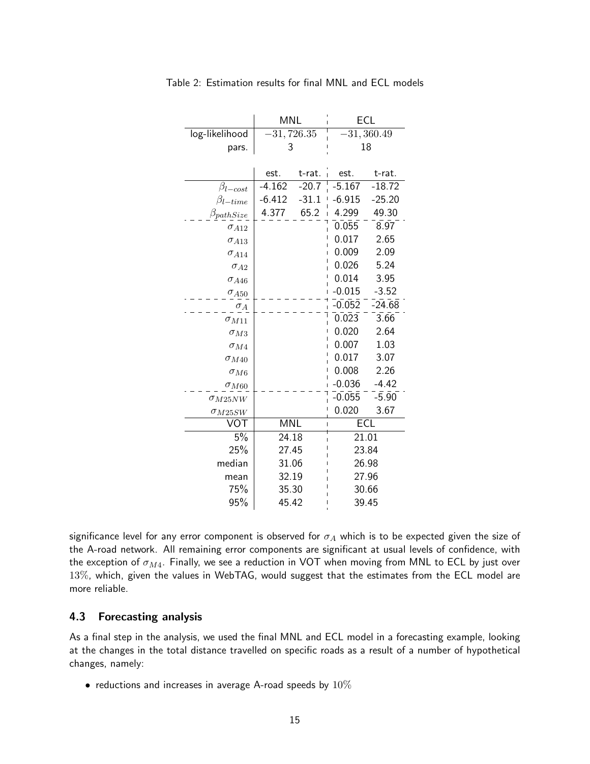Table 2: Estimation results for final MNL and ECL models

| | MNL | | ECL | |
|---|---|---|---|---|
| log-likelihood | $-31,726.35$ | | $-31,360.49$ | |
| pars. | 3 | | 18 | |
| | est. | t-rat. | est. | t-rat. |
| $\beta_{l-cost}$ | -4.162 | -20.7 | -5.167 | -18.72 |
| $\beta_{l-time}$ | -6.412 | -31.1 | -6.915 | -25.20 |
| $\beta_{pathSize}$ | 4.377 | 65.2 | 4.299 | 49.30 |
| $\sigma_{A12}$ | | | 0.055 | 8.97 |
| $\sigma_{A13}$ | | | 0.017 | 2.65 |
| $\sigma_{A14}$ | | | 0.009 | 2.09 |
| $\sigma_{A2}$ | | | 0.026 | 5.24 |
| $\sigma_{A46}$ | | | 0.014 | 3.95 |
| $\sigma_{A50}$ | | | -0.015 | -3.52 |
| $\sigma_{A}$ | | | -0.052 | -24.68 |
| $\sigma_{M11}$ | | | 0.023 | 3.66 |
| $\sigma_{M3}$ | | | 0.020 | 2.64 |
| $\sigma_{M4}$ | | | 0.007 | 1.03 |
| $\sigma_{M40}$ | | | 0.017 | 3.07 |
| $\sigma_{M6}$ | | | 0.008 | 2.26 |
| $\sigma_{M60}$ | | | -0.036 | -4.42 |
| $\sigma_{M25NW}$ | | | -0.055 | -5.90 |
| $\sigma_{M25SW}$ | | | 0.020 | 3.67 |
| VOT | MNL | | ECL | |
| 5% | 24.18 | | 21.01 | |
| 25% | 27.45 | | 23.84 | |
| median | 31.06 | | 26.98 | |
| mean | 32.19 | | 27.96 | |
| 75% | 35.30 | | 30.66 | |
| 95% | 45.42 | | 39.45 | |

significance level for any error component is observed for $\sigma_A$ which is to be expected given the size of the A-road network. All remaining error components are significant at usual levels of confidence, with the exception of $\sigma_{M4}$. Finally, we see a reduction in VOT when moving from MNL to ECL by just over $13\%$, which, given the values in WebTAG, would suggest that the estimates from the ECL model are more reliable.

### 4.3 Forecasting analysis

As a final step in the analysis, we used the final MNL and ECL model in a forecasting example, looking at the changes in the total distance travelled on specific roads as a result of a number of hypothetical changes, namely:

- reductions and increases in average A-road speeds by $10\%$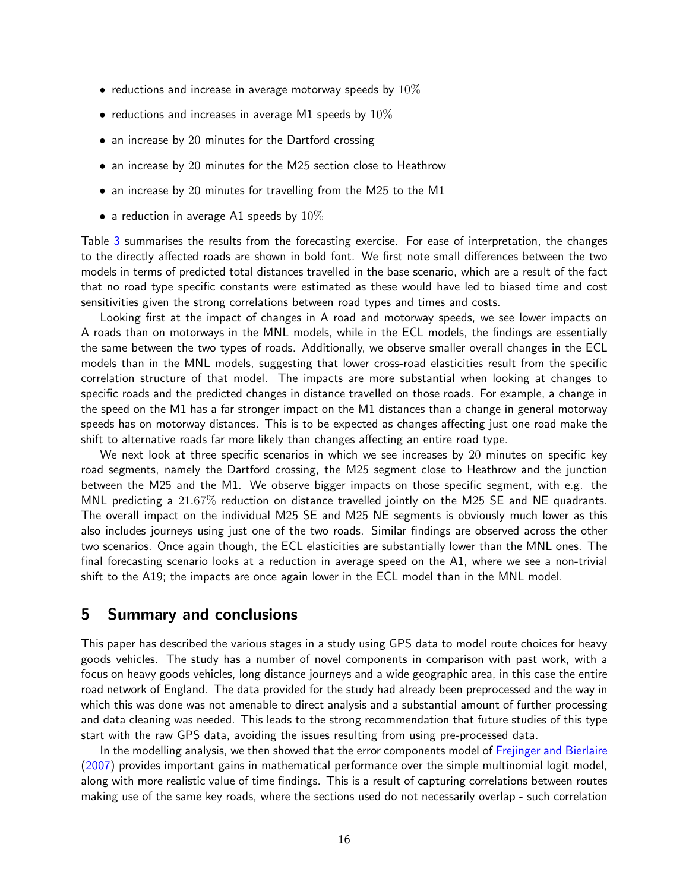- reductions and increase in average motorway speeds by $10\%$
- reductions and increases in average M1 speeds by $10\%$
- an increase by $20$ minutes for the Dartford crossing
- an increase by $20$ minutes for the M25 section close to Heathrow
- an increase by $20$ minutes for travelling from the M25 to the M1
- a reduction in average A1 speeds by $10\%$

Table 3 summarises the results from the forecasting exercise. For ease of interpretation, the changes to the directly affected roads are shown in bold font. We first note small differences between the two models in terms of predicted total distances travelled in the base scenario, which are a result of the fact that no road type specific constants were estimated as these would have led to biased time and cost sensitivities given the strong correlations between road types and times and costs.

Looking first at the impact of changes in A road and motorway speeds, we see lower impacts on A roads than on motorways in the MNL models, while in the ECL models, the findings are essentially the same between the two types of roads. Additionally, we observe smaller overall changes in the ECL models than in the MNL models, suggesting that lower cross-road elasticities result from the specific correlation structure of that model. The impacts are more substantial when looking at changes to specific roads and the predicted changes in distance travelled on those roads. For example, a change in the speed on the M1 has a far stronger impact on the M1 distances than a change in general motorway speeds has on motorway distances. This is to be expected as changes affecting just one road make the shift to alternative roads far more likely than changes affecting an entire road type.

We next look at three specific scenarios in which we see increases by $20$ minutes on specific key road segments, namely the Dartford crossing, the M25 segment close to Heathrow and the junction between the M25 and the M1. We observe bigger impacts on those specific segment, with e.g. the MNL predicting a $21.67\%$ reduction on distance travelled jointly on the M25 SE and NE quadrants. The overall impact on the individual M25 SE and M25 NE segments is obviously much lower as this also includes journeys using just one of the two roads. Similar findings are observed across the other two scenarios. Once again though, the ECL elasticities are substantially lower than the MNL ones. The final forecasting scenario looks at a reduction in average speed on the A1, where we see a non-trivial shift to the A19; the impacts are once again lower in the ECL model than in the MNL model.

## 5 Summary and conclusions

This paper has described the various stages in a study using GPS data to model route choices for heavy goods vehicles. The study has a number of novel components in comparison with past work, with a focus on heavy goods vehicles, long distance journeys and a wide geographic area, in this case the entire road network of England. The data provided for the study had already been preprocessed and the way in which this was done was not amenable to direct analysis and a substantial amount of further processing and data cleaning was needed. This leads to the strong recommendation that future studies of this type start with the raw GPS data, avoiding the issues resulting from using pre-processed data.

In the modelling analysis, we then showed that the error components model of Frejinger and Bierlaire (2007) provides important gains in mathematical performance over the simple multinomial logit model, along with more realistic value of time findings. This is a result of capturing correlations between routes making use of the same key roads, where the sections used do not necessarily overlap - such correlation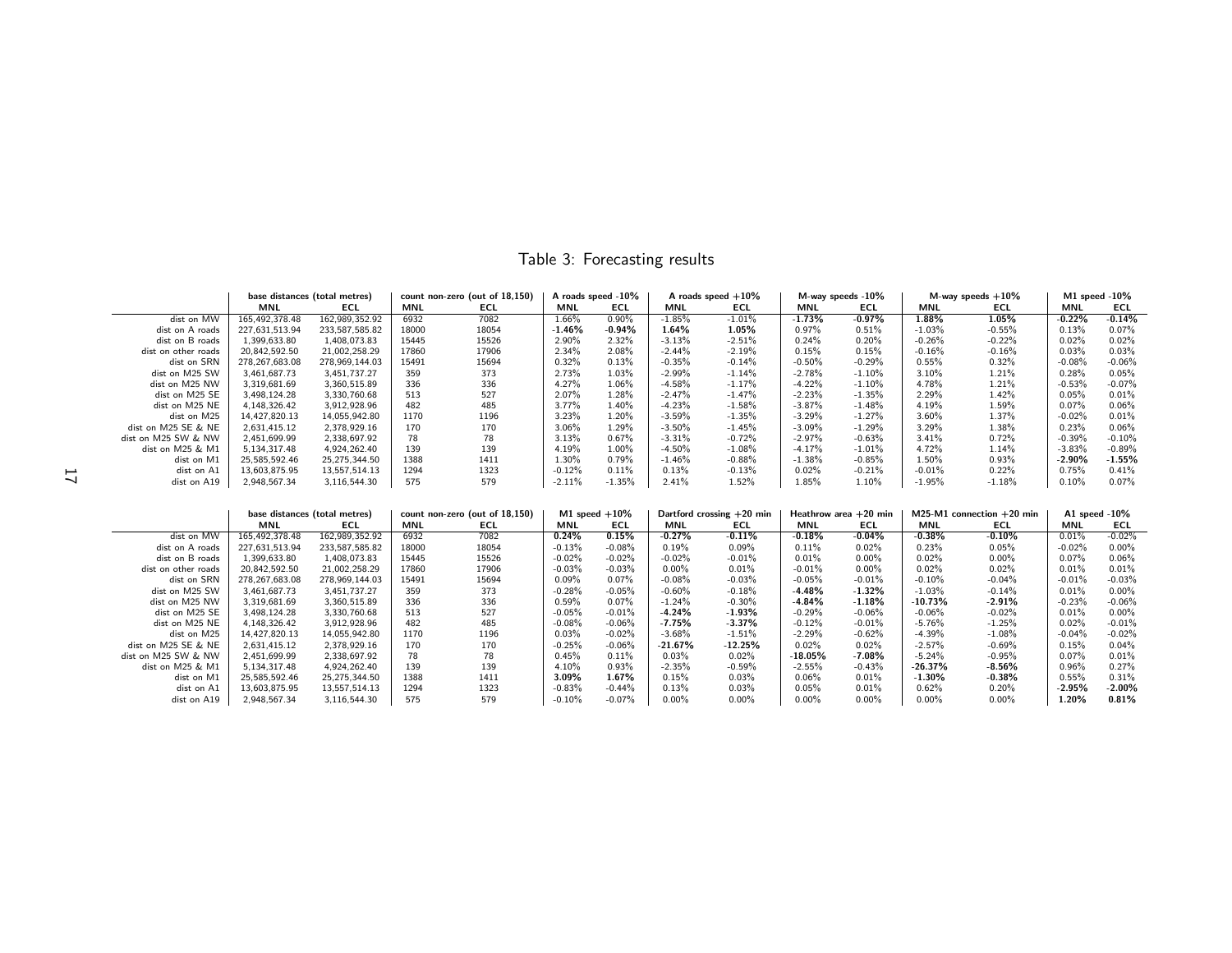Table 3: Forecasting results

| | base distances (total metres) | | count non-zero (out of 18,150) | | A roads speed -10% | | A roads speed +10% | | M-way speeds -10% | | M-way speeds +10% | | M1 speed -10% | |
|---|---|---|---|---|---|---|---|---|---|---|---|---|---|---|
| | **MNL** | **ECL** | **MNL** | **ECL** | **MNL** | **ECL** | **MNL** | **ECL** | **MNL** | **ECL** | **MNL** | **ECL** | **MNL** | **ECL** |
| dist on MW | 165,492,378.48 | 162,989,352.92 | 6932 | 7082 | 1.66% | 0.90% | -1.85% | -1.01% | **-1.73%** | **-0.97%** | **1.88%** | **1.05%** | **-0.22%** | **-0.14%** |
| dist on A roads | 227,631,513.94 | 233,587,585.82 | 18000 | 18054 | **-1.46%** | **-0.94%** | **1.64%** | **1.05%** | 0.97% | 0.51% | -1.03% | -0.55% | 0.13% | 0.07% |
| dist on B roads | 1,399,633.80 | 1,408,073.83 | 15445 | 15526 | 2.90% | 2.32% | -3.13% | -2.51% | 0.24% | 0.20% | -0.26% | -0.22% | 0.02% | 0.02% |
| dist on other roads | 20,842,592.50 | 21,002,258.29 | 17860 | 17906 | 2.34% | 2.08% | -2.44% | -2.19% | 0.15% | 0.15% | -0.16% | -0.16% | 0.03% | 0.03% |
| dist on SRN | 278,267,683.08 | 278,969,144.03 | 15491 | 15694 | 0.32% | 0.13% | -0.35% | -0.14% | -0.50% | -0.29% | 0.55% | 0.32% | -0.08% | -0.06% |
| dist on M25 SW | 3,461,687.73 | 3,451,737.27 | 359 | 373 | 2.73% | 1.03% | -2.99% | -1.14% | -2.78% | -1.10% | 3.10% | 1.21% | 0.28% | 0.05% |
| dist on M25 NW | 3,319,681.69 | 3,360,515.89 | 336 | 336 | 4.27% | 1.06% | -4.58% | -1.17% | -4.22% | -1.10% | 4.78% | 1.21% | -0.53% | -0.07% |
| dist on M25 SE | 3,498,124.28 | 3,330,760.68 | 513 | 527 | 2.07% | 1.28% | -2.47% | -1.47% | -2.23% | -1.35% | 2.29% | 1.42% | 0.05% | 0.01% |
| dist on M25 NE | 4,148,326.42 | 3,912,928.96 | 482 | 485 | 3.77% | 1.40% | -4.23% | -1.58% | -3.87% | -1.48% | 4.19% | 1.59% | 0.07% | 0.06% |
| dist on M25 | 14,427,820.13 | 14,055,942.80 | 1170 | 1196 | 3.23% | 1.20% | -3.59% | -1.35% | -3.29% | -1.27% | 3.60% | 1.37% | -0.02% | 0.01% |
| dist on M25 SE & NE | 2,631,415.12 | 2,378,929.16 | 170 | 170 | 3.06% | 1.29% | -3.50% | -1.45% | -3.09% | -1.29% | 3.29% | 1.38% | 0.23% | 0.06% |
| dist on M25 SW & NW | 2,451,699.99 | 2,338,697.92 | 78 | 78 | 3.13% | 0.67% | -3.31% | -0.72% | -2.97% | -0.63% | 3.41% | 0.72% | -0.39% | -0.10% |
| dist on M25 & M1 | 5,134,317.48 | 4,924,262.40 | 139 | 139 | 4.19% | 1.00% | -4.50% | -1.08% | -4.17% | -1.01% | 4.72% | 1.14% | -3.83% | -0.89% |
| dist on M1 | 25,585,592.46 | 25,275,344.50 | 1388 | 1411 | 1.30% | 0.79% | -1.46% | -0.88% | -1.38% | -0.85% | 1.50% | 0.93% | **-2.90%** | **-1.55%** |
| dist on A1 | 13,603,875.95 | 13,557,514.13 | 1294 | 1323 | -0.12% | 0.11% | 0.13% | -0.13% | 0.02% | -0.21% | -0.01% | 0.22% | 0.75% | 0.41% |
| dist on A19 | 2,948,567.34 | 3,116,544.30 | 575 | 579 | -2.11% | -1.35% | 2.41% | 1.52% | 1.85% | 1.10% | -1.95% | -1.18% | 0.10% | 0.07% |

| | base distances (total metres) | | count non-zero (out of 18,150) | | M1 speed +10% | | Dartford crossing +20 min | | Heathrow area +20 min | | M25-M1 connection +20 min | | A1 speed -10% | |
|---|---|---|---|---|---|---|---|---|---|---|---|---|---|---|
| | **MNL** | **ECL** | **MNL** | **ECL** | **MNL** | **ECL** | **MNL** | **ECL** | **MNL** | **ECL** | **MNL** | **ECL** | **MNL** | **ECL** |
| dist on MW | 165,492,378.48 | 162,989,352.92 | 6932 | 7082 | **0.24%** | **0.15%** | **-0.27%** | **-0.11%** | **-0.18%** | **-0.04%** | **-0.38%** | **-0.10%** | 0.01% | -0.02% |
| dist on A roads | 227,631,513.94 | 233,587,585.82 | 18000 | 18054 | -0.13% | -0.08% | 0.19% | 0.09% | 0.11% | 0.02% | 0.23% | 0.05% | -0.02% | 0.00% |
| dist on B roads | 1,399,633.80 | 1,408,073.83 | 15445 | 15526 | -0.02% | -0.02% | -0.02% | -0.01% | 0.01% | 0.00% | 0.02% | 0.00% | 0.07% | 0.06% |
| dist on other roads | 20,842,592.50 | 21,002,258.29 | 17860 | 17906 | -0.03% | -0.03% | 0.00% | 0.01% | -0.01% | 0.00% | 0.02% | 0.02% | 0.01% | 0.01% |
| dist on SRN | 278,267,683.08 | 278,969,144.03 | 15491 | 15694 | 0.09% | 0.07% | -0.08% | -0.03% | -0.05% | -0.01% | -0.10% | -0.04% | -0.01% | -0.03% |
| dist on M25 SW | 3,461,687.73 | 3,451,737.27 | 359 | 373 | -0.28% | -0.05% | -0.60% | -0.18% | **-4.48%** | **-1.32%** | -1.03% | -0.14% | 0.01% | 0.00% |
| dist on M25 NW | 3,319,681.69 | 3,360,515.89 | 336 | 336 | 0.59% | 0.07% | -1.24% | -0.30% | **-4.84%** | **-1.18%** | **-10.73%** | **-2.91%** | -0.23% | -0.06% |
| dist on M25 SE | 3,498,124.28 | 3,330,760.68 | 513 | 527 | -0.05% | -0.01% | **-4.24%** | **-1.93%** | -0.29% | -0.06% | -0.06% | -0.02% | 0.01% | 0.00% |
| dist on M25 NE | 4,148,326.42 | 3,912,928.96 | 482 | 485 | -0.08% | -0.06% | **-7.75%** | **-3.37%** | -0.12% | -0.01% | -5.76% | -1.25% | 0.02% | -0.01% |
| dist on M25 | 14,427,820.13 | 14,055,942.80 | 1170 | 1196 | 0.03% | -0.02% | -3.68% | -1.51% | -2.29% | -0.62% | -4.39% | -1.08% | -0.04% | -0.02% |
| dist on M25 SE & NE | 2,631,415.12 | 2,378,929.16 | 170 | 170 | -0.25% | -0.06% | **-21.67%** | **-12.25%** | 0.02% | 0.02% | -2.57% | -0.69% | 0.15% | 0.04% |
| dist on M25 SW & NW | 2,451,699.99 | 2,338,697.92 | 78 | 78 | 0.45% | 0.11% | 0.03% | 0.02% | **-18.05%** | **-7.08%** | -5.24% | -0.95% | 0.07% | 0.01% |
| dist on M25 & M1 | 5,134,317.48 | 4,924,262.40 | 139 | 139 | 4.10% | 0.93% | -2.35% | -0.59% | -2.55% | -0.43% | **-26.37%** | **-8.56%** | 0.96% | 0.27% |
| dist on M1 | 25,585,592.46 | 25,275,344.50 | 1388 | 1411 | **3.09%** | **1.67%** | 0.15% | 0.03% | 0.06% | 0.01% | **-1.30%** | **-0.38%** | 0.55% | 0.31% |
| dist on A1 | 13,603,875.95 | 13,557,514.13 | 1294 | 1323 | -0.83% | -0.44% | 0.13% | 0.03% | 0.05% | 0.01% | 0.62% | 0.20% | **-2.95%** | **-2.00%** |
| dist on A19 | 2,948,567.34 | 3,116,544.30 | 575 | 579 | -0.10% | -0.07% | 0.00% | 0.00% | 0.00% | 0.00% | 0.00% | 0.00% | **1.20%** | **0.81%** |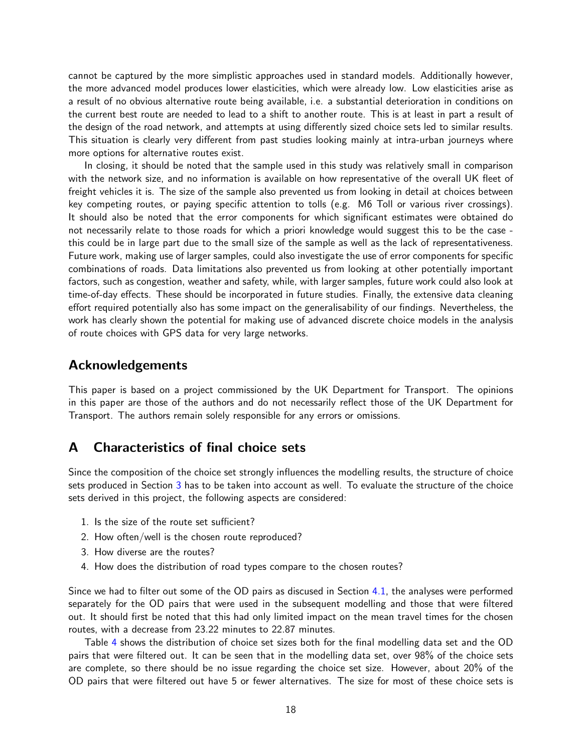cannot be captured by the more simplistic approaches used in standard models. Additionally however, the more advanced model produces lower elasticities, which were already low. Low elasticities arise as a result of no obvious alternative route being available, i.e. a substantial deterioration in conditions on the current best route are needed to lead to a shift to another route. This is at least in part a result of the design of the road network, and attempts at using differently sized choice sets led to similar results. This situation is clearly very different from past studies looking mainly at intra-urban journeys where more options for alternative routes exist.

In closing, it should be noted that the sample used in this study was relatively small in comparison with the network size, and no information is available on how representative of the overall UK fleet of freight vehicles it is. The size of the sample also prevented us from looking in detail at choices between key competing routes, or paying specific attention to tolls (e.g. M6 Toll or various river crossings). It should also be noted that the error components for which significant estimates were obtained do not necessarily relate to those roads for which a priori knowledge would suggest this to be the case - this could be in large part due to the small size of the sample as well as the lack of representativeness. Future work, making use of larger samples, could also investigate the use of error components for specific combinations of roads. Data limitations also prevented us from looking at other potentially important factors, such as congestion, weather and safety, while, with larger samples, future work could also look at time-of-day effects. These should be incorporated in future studies. Finally, the extensive data cleaning effort required potentially also has some impact on the generalisability of our findings. Nevertheless, the work has clearly shown the potential for making use of advanced discrete choice models in the analysis of route choices with GPS data for very large networks.

## Acknowledgements

This paper is based on a project commissioned by the UK Department for Transport. The opinions in this paper are those of the authors and do not necessarily reflect those of the UK Department for Transport. The authors remain solely responsible for any errors or omissions.

## A Characteristics of final choice sets

Since the composition of the choice set strongly influences the modelling results, the structure of choice sets produced in Section 3 has to be taken into account as well. To evaluate the structure of the choice sets derived in this project, the following aspects are considered:

1. Is the size of the route set sufficient?
2. How often/well is the chosen route reproduced?
3. How diverse are the routes?
4. How does the distribution of road types compare to the chosen routes?

Since we had to filter out some of the OD pairs as discused in Section 4.1, the analyses were performed separately for the OD pairs that were used in the subsequent modelling and those that were filtered out. It should first be noted that this had only limited impact on the mean travel times for the chosen routes, with a decrease from 23.22 minutes to 22.87 minutes.

Table 4 shows the distribution of choice set sizes both for the final modelling data set and the OD pairs that were filtered out. It can be seen that in the modelling data set, over 98% of the choice sets are complete, so there should be no issue regarding the choice set size. However, about 20% of the OD pairs that were filtered out have 5 or fewer alternatives. The size for most of these choice sets is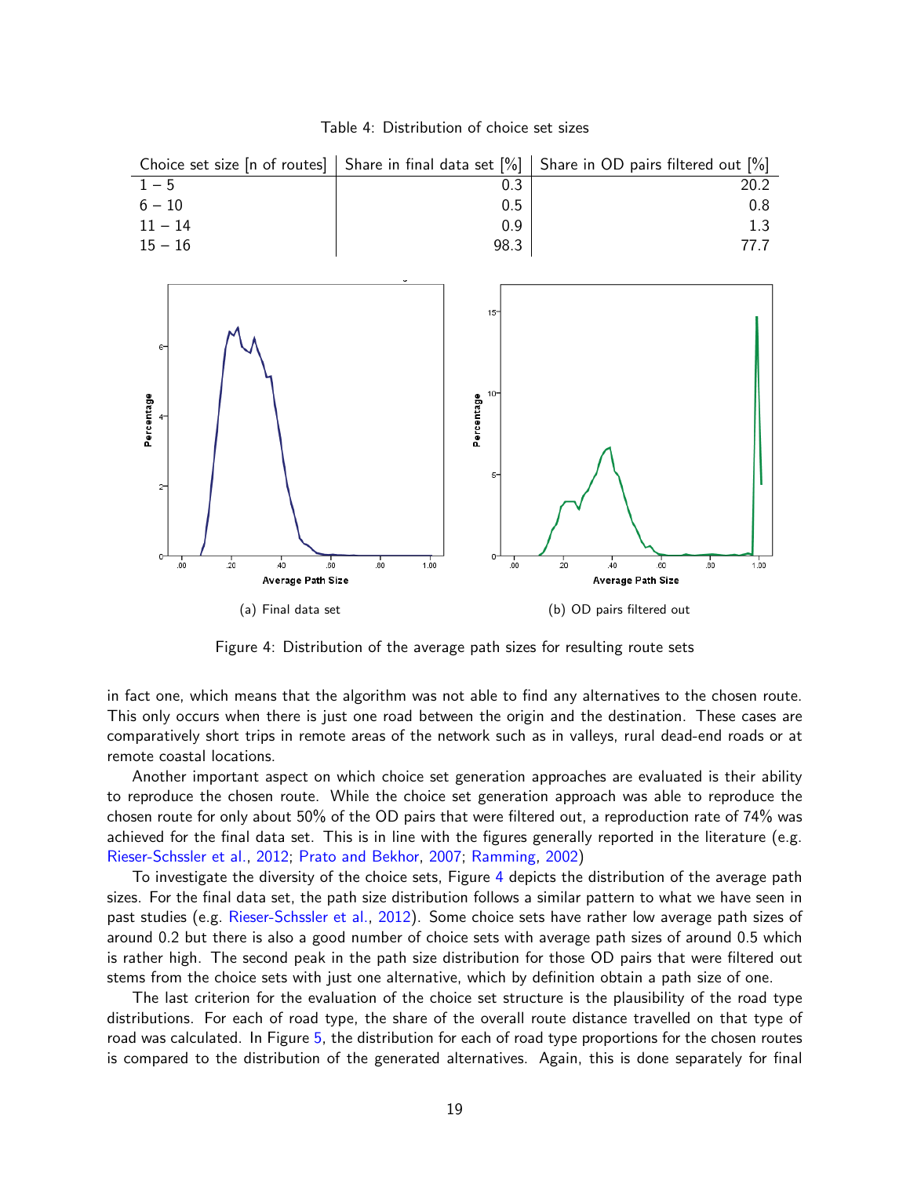Table 4: Distribution of choice set sizes

| Choice set size [n of routes] | Share in final data set [%] | Share in OD pairs filtered out [%] |
|---|---|---|
| 1 – 5 | 0.3 | 20.2 |
| 6 – 10 | 0.5 | 0.8 |
| 11 – 14 | 0.9 | 1.3 |
| 15 – 16 | 98.3 | 77.7 |

(a) Final data set

(b) OD pairs filtered out

Figure 4: Distribution of the average path sizes for resulting route sets

in fact one, which means that the algorithm was not able to find any alternatives to the chosen route. This only occurs when there is just one road between the origin and the destination. These cases are comparatively short trips in remote areas of the network such as in valleys, rural dead-end roads or at remote coastal locations.

Another important aspect on which choice set generation approaches are evaluated is their ability to reproduce the chosen route. While the choice set generation approach was able to reproduce the chosen route for only about 50% of the OD pairs that were filtered out, a reproduction rate of 74% was achieved for the final data set. This is in line with the figures generally reported in the literature (e.g. Rieser-Schssler et al., 2012; Prato and Bekhor, 2007; Ramming, 2002)

To investigate the diversity of the choice sets, Figure 4 depicts the distribution of the average path sizes. For the final data set, the path size distribution follows a similar pattern to what we have seen in past studies (e.g. Rieser-Schssler et al., 2012). Some choice sets have rather low average path sizes of around 0.2 but there is also a good number of choice sets with average path sizes of around 0.5 which is rather high. The second peak in the path size distribution for those OD pairs that were filtered out stems from the choice sets with just one alternative, which by definition obtain a path size of one.

The last criterion for the evaluation of the choice set structure is the plausibility of the road type distributions. For each of road type, the share of the overall route distance travelled on that type of road was calculated. In Figure 5, the distribution for each of road type proportions for the chosen routes is compared to the distribution of the generated alternatives. Again, this is done separately for final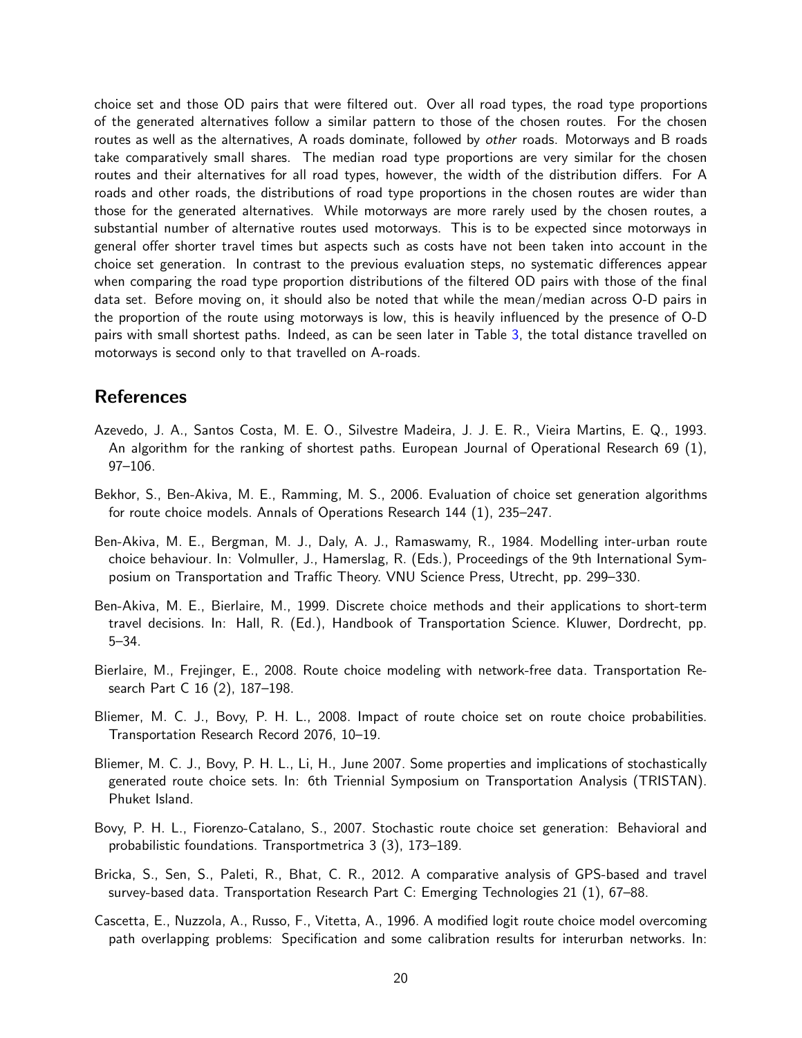choice set and those OD pairs that were filtered out. Over all road types, the road type proportions of the generated alternatives follow a similar pattern to those of the chosen routes. For the chosen routes as well as the alternatives, A roads dominate, followed by *other* roads. Motorways and B roads take comparatively small shares. The median road type proportions are very similar for the chosen routes and their alternatives for all road types, however, the width of the distribution differs. For A roads and other roads, the distributions of road type proportions in the chosen routes are wider than those for the generated alternatives. While motorways are more rarely used by the chosen routes, a substantial number of alternative routes used motorways. This is to be expected since motorways in general offer shorter travel times but aspects such as costs have not been taken into account in the choice set generation. In contrast to the previous evaluation steps, no systematic differences appear when comparing the road type proportion distributions of the filtered OD pairs with those of the final data set. Before moving on, it should also be noted that while the mean/median across O-D pairs in the proportion of the route using motorways is low, this is heavily influenced by the presence of O-D pairs with small shortest paths. Indeed, as can be seen later in Table 3, the total distance travelled on motorways is second only to that travelled on A-roads.

## References

Azevedo, J. A., Santos Costa, M. E. O., Silvestre Madeira, J. J. E. R., Vieira Martins, E. Q., 1993. An algorithm for the ranking of shortest paths. European Journal of Operational Research 69 (1), 97–106.

Bekhor, S., Ben-Akiva, M. E., Ramming, M. S., 2006. Evaluation of choice set generation algorithms for route choice models. Annals of Operations Research 144 (1), 235–247.

Ben-Akiva, M. E., Bergman, M. J., Daly, A. J., Ramaswamy, R., 1984. Modelling inter-urban route choice behaviour. In: Volmuller, J., Hamerslag, R. (Eds.), Proceedings of the 9th International Symposium on Transportation and Traffic Theory. VNU Science Press, Utrecht, pp. 299–330.

Ben-Akiva, M. E., Bierlaire, M., 1999. Discrete choice methods and their applications to short-term travel decisions. In: Hall, R. (Ed.), Handbook of Transportation Science. Kluwer, Dordrecht, pp. 5–34.

Bierlaire, M., Frejinger, E., 2008. Route choice modeling with network-free data. Transportation Research Part C 16 (2), 187–198.

Bliemer, M. C. J., Bovy, P. H. L., 2008. Impact of route choice set on route choice probabilities. Transportation Research Record 2076, 10–19.

Bliemer, M. C. J., Bovy, P. H. L., Li, H., June 2007. Some properties and implications of stochastically generated route choice sets. In: 6th Triennial Symposium on Transportation Analysis (TRISTAN). Phuket Island.

Bovy, P. H. L., Fiorenzo-Catalano, S., 2007. Stochastic route choice set generation: Behavioral and probabilistic foundations. Transportmetrica 3 (3), 173–189.

Bricka, S., Sen, S., Paleti, R., Bhat, C. R., 2012. A comparative analysis of GPS-based and travel survey-based data. Transportation Research Part C: Emerging Technologies 21 (1), 67–88.

Cascetta, E., Nuzzola, A., Russo, F., Vitetta, A., 1996. A modified logit route choice model overcoming path overlapping problems: Specification and some calibration results for interurban networks. In: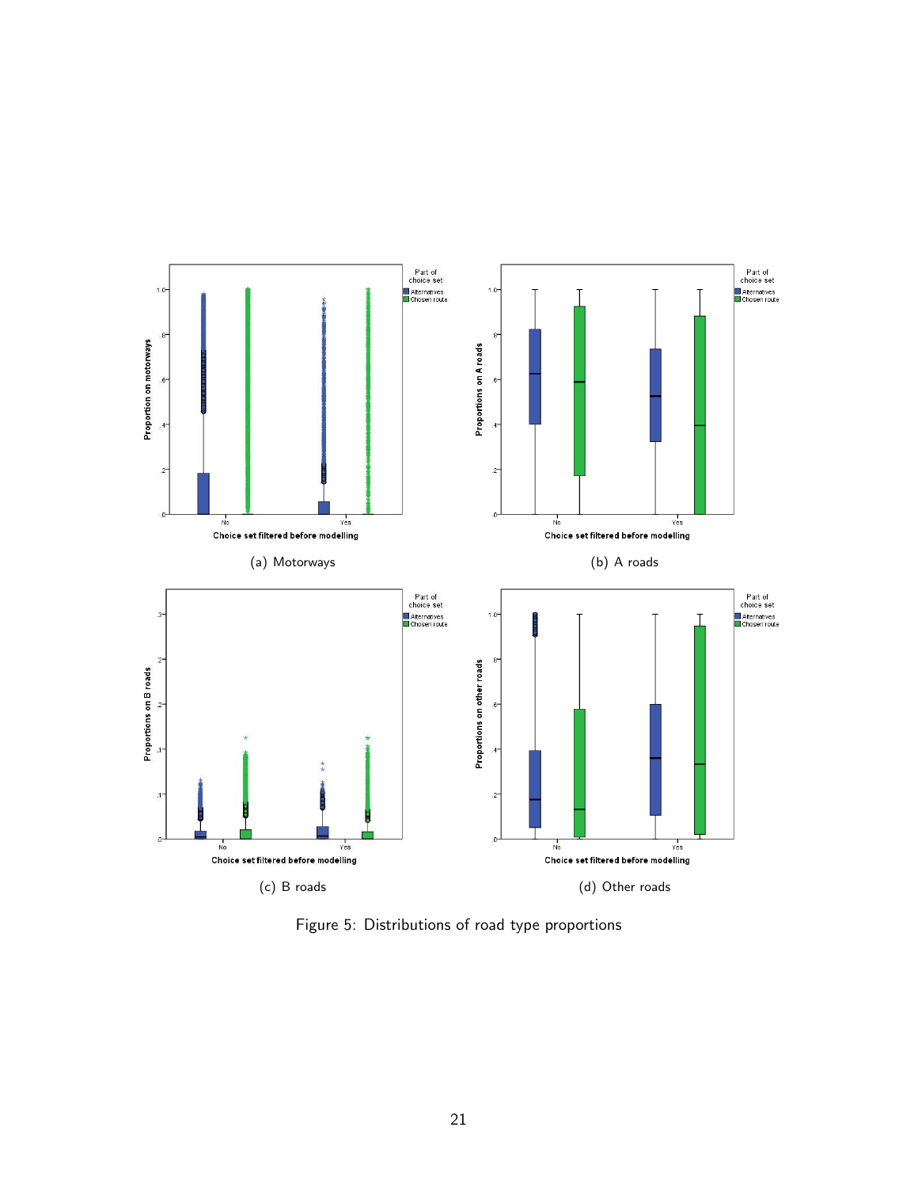(a) Motorways

(b) A roads

(c) B roads

(d) Other roads

Figure 5: Distributions of road type proportions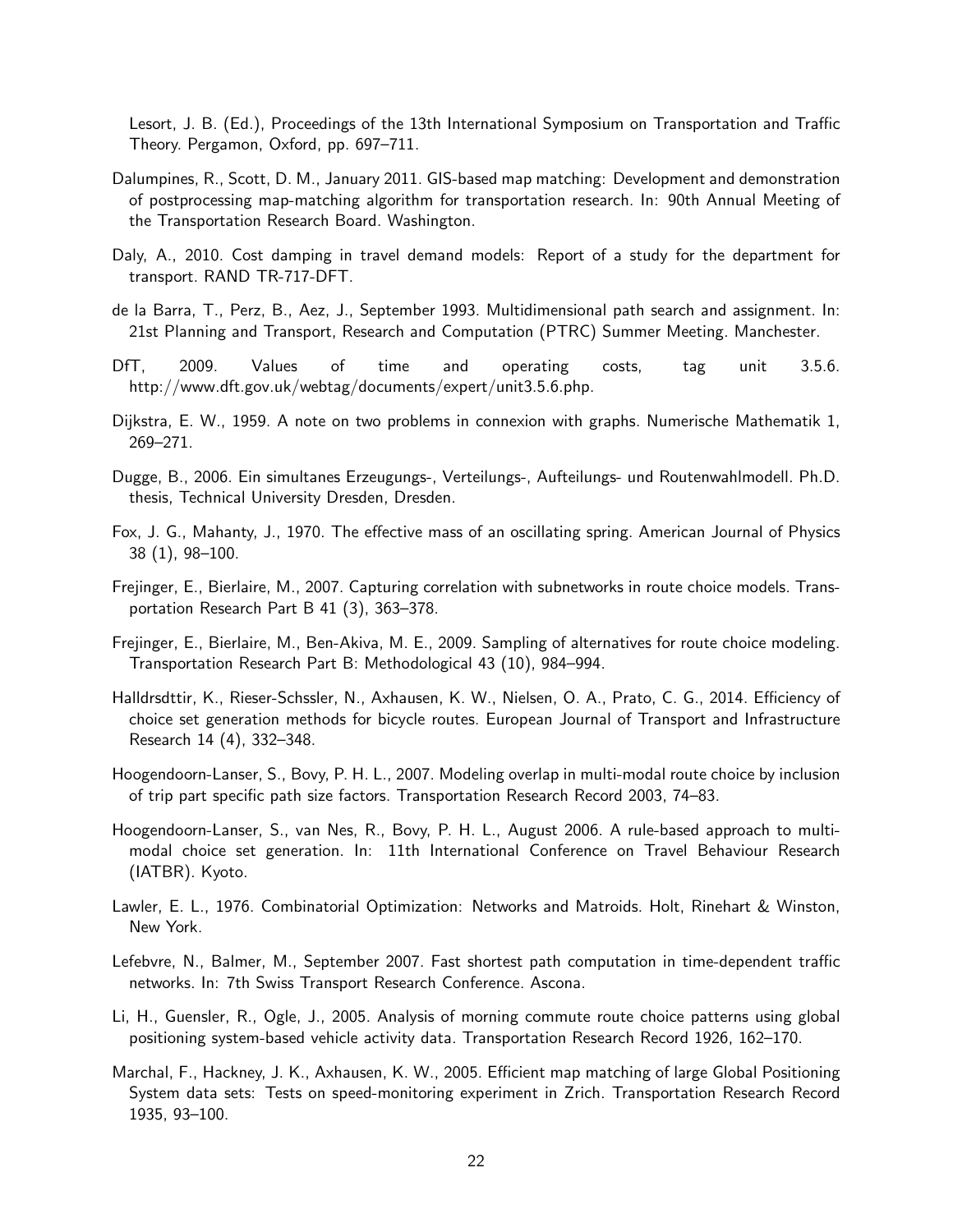Lesort, J. B. (Ed.), Proceedings of the 13th International Symposium on Transportation and Traffic Theory. Pergamon, Oxford, pp. 697–711.

Dalumpines, R., Scott, D. M., January 2011. GIS-based map matching: Development and demonstration of postprocessing map-matching algorithm for transportation research. In: 90th Annual Meeting of the Transportation Research Board. Washington.

Daly, A., 2010. Cost damping in travel demand models: Report of a study for the department for transport. RAND TR-717-DFT.

de la Barra, T., Perz, B., Aez, J., September 1993. Multidimensional path search and assignment. In: 21st Planning and Transport, Research and Computation (PTRC) Summer Meeting. Manchester.

DfT, 2009. Values of time and operating costs, tag unit 3.5.6. http://www.dft.gov.uk/webtag/documents/expert/unit3.5.6.php.

Dijkstra, E. W., 1959. A note on two problems in connexion with graphs. Numerische Mathematik 1, 269–271.

Dugge, B., 2006. Ein simultanes Erzeugungs-, Verteilungs-, Aufteilungs- und Routenwahlmodell. Ph.D. thesis, Technical University Dresden, Dresden.

Fox, J. G., Mahanty, J., 1970. The effective mass of an oscillating spring. American Journal of Physics 38 (1), 98–100.

Frejinger, E., Bierlaire, M., 2007. Capturing correlation with subnetworks in route choice models. Transportation Research Part B 41 (3), 363–378.

Frejinger, E., Bierlaire, M., Ben-Akiva, M. E., 2009. Sampling of alternatives for route choice modeling. Transportation Research Part B: Methodological 43 (10), 984–994.

Halldrsdttir, K., Rieser-Schssler, N., Axhausen, K. W., Nielsen, O. A., Prato, C. G., 2014. Efficiency of choice set generation methods for bicycle routes. European Journal of Transport and Infrastructure Research 14 (4), 332–348.

Hoogendoorn-Lanser, S., Bovy, P. H. L., 2007. Modeling overlap in multi-modal route choice by inclusion of trip part specific path size factors. Transportation Research Record 2003, 74–83.

Hoogendoorn-Lanser, S., van Nes, R., Bovy, P. H. L., August 2006. A rule-based approach to multi-modal choice set generation. In: 11th International Conference on Travel Behaviour Research (IATBR). Kyoto.

Lawler, E. L., 1976. Combinatorial Optimization: Networks and Matroids. Holt, Rinehart & Winston, New York.

Lefebvre, N., Balmer, M., September 2007. Fast shortest path computation in time-dependent traffic networks. In: 7th Swiss Transport Research Conference. Ascona.

Li, H., Guensler, R., Ogle, J., 2005. Analysis of morning commute route choice patterns using global positioning system-based vehicle activity data. Transportation Research Record 1926, 162–170.

Marchal, F., Hackney, J. K., Axhausen, K. W., 2005. Efficient map matching of large Global Positioning System data sets: Tests on speed-monitoring experiment in Zrich. Transportation Research Record 1935, 93–100.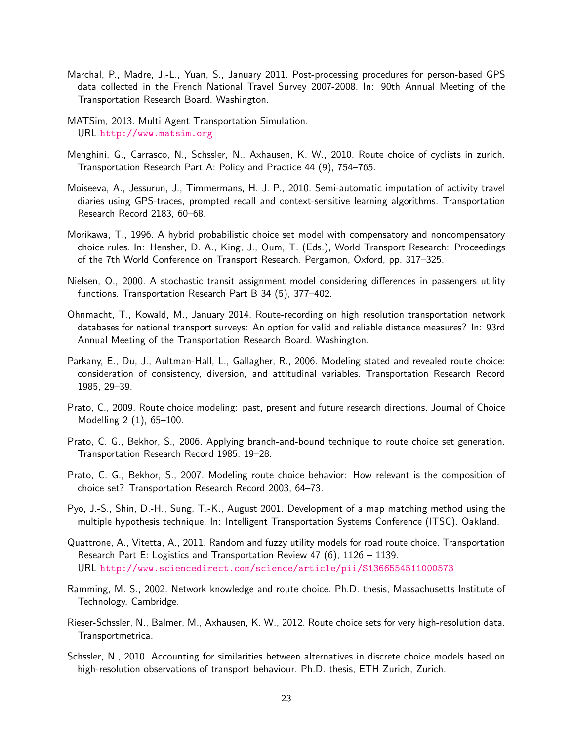Marchal, P., Madre, J.-L., Yuan, S., January 2011. Post-processing procedures for person-based GPS data collected in the French National Travel Survey 2007-2008. In: 90th Annual Meeting of the Transportation Research Board. Washington.

MATSim, 2013. Multi Agent Transportation Simulation.
URL http://www.matsim.org

Menghini, G., Carrasco, N., Schssler, N., Axhausen, K. W., 2010. Route choice of cyclists in zurich. Transportation Research Part A: Policy and Practice 44 (9), 754–765.

Moiseeva, A., Jessurun, J., Timmermans, H. J. P., 2010. Semi-automatic imputation of activity travel diaries using GPS-traces, prompted recall and context-sensitive learning algorithms. Transportation Research Record 2183, 60–68.

Morikawa, T., 1996. A hybrid probabilistic choice set model with compensatory and noncompensatory choice rules. In: Hensher, D. A., King, J., Oum, T. (Eds.), World Transport Research: Proceedings of the 7th World Conference on Transport Research. Pergamon, Oxford, pp. 317–325.

Nielsen, O., 2000. A stochastic transit assignment model considering differences in passengers utility functions. Transportation Research Part B 34 (5), 377–402.

Ohnmacht, T., Kowald, M., January 2014. Route-recording on high resolution transportation network databases for national transport surveys: An option for valid and reliable distance measures? In: 93rd Annual Meeting of the Transportation Research Board. Washington.

Parkany, E., Du, J., Aultman-Hall, L., Gallagher, R., 2006. Modeling stated and revealed route choice: consideration of consistency, diversion, and attitudinal variables. Transportation Research Record 1985, 29–39.

Prato, C., 2009. Route choice modeling: past, present and future research directions. Journal of Choice Modelling 2 (1), 65–100.

Prato, C. G., Bekhor, S., 2006. Applying branch-and-bound technique to route choice set generation. Transportation Research Record 1985, 19–28.

Prato, C. G., Bekhor, S., 2007. Modeling route choice behavior: How relevant is the composition of choice set? Transportation Research Record 2003, 64–73.

Pyo, J.-S., Shin, D.-H., Sung, T.-K., August 2001. Development of a map matching method using the multiple hypothesis technique. In: Intelligent Transportation Systems Conference (ITSC). Oakland.

Quattrone, A., Vitetta, A., 2011. Random and fuzzy utility models for road route choice. Transportation Research Part E: Logistics and Transportation Review 47 (6), 1126 – 1139.
URL http://www.sciencedirect.com/science/article/pii/S1366554511000573

Ramming, M. S., 2002. Network knowledge and route choice. Ph.D. thesis, Massachusetts Institute of Technology, Cambridge.

Rieser-Schssler, N., Balmer, M., Axhausen, K. W., 2012. Route choice sets for very high-resolution data. Transportmetrica.

Schssler, N., 2010. Accounting for similarities between alternatives in discrete choice models based on high-resolution observations of transport behaviour. Ph.D. thesis, ETH Zurich, Zurich.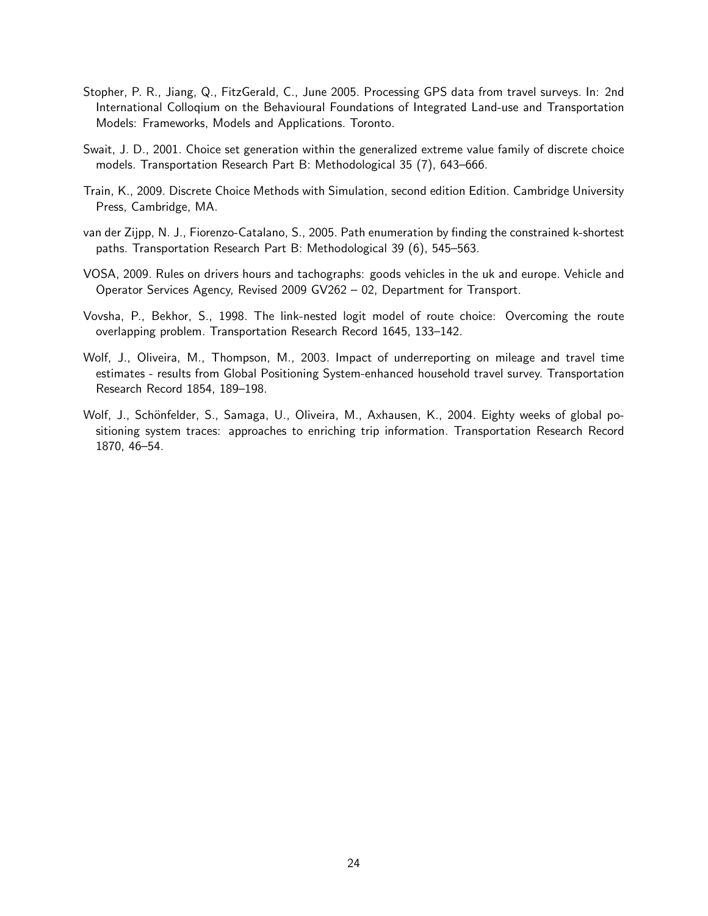Stopher, P. R., Jiang, Q., FitzGerald, C., June 2005. Processing GPS data from travel surveys. In: 2nd International Colloqium on the Behavioural Foundations of Integrated Land-use and Transportation Models: Frameworks, Models and Applications. Toronto.

Swait, J. D., 2001. Choice set generation within the generalized extreme value family of discrete choice models. Transportation Research Part B: Methodological 35 (7), 643–666.

Train, K., 2009. Discrete Choice Methods with Simulation, second edition Edition. Cambridge University Press, Cambridge, MA.

van der Zijpp, N. J., Fiorenzo-Catalano, S., 2005. Path enumeration by finding the constrained k-shortest paths. Transportation Research Part B: Methodological 39 (6), 545–563.

VOSA, 2009. Rules on drivers hours and tachographs: goods vehicles in the uk and europe. Vehicle and Operator Services Agency, Revised 2009 GV262 – 02, Department for Transport.

Vovsha, P., Bekhor, S., 1998. The link-nested logit model of route choice: Overcoming the route overlapping problem. Transportation Research Record 1645, 133–142.

Wolf, J., Oliveira, M., Thompson, M., 2003. Impact of underreporting on mileage and travel time estimates - results from Global Positioning System-enhanced household travel survey. Transportation Research Record 1854, 189–198.

Wolf, J., Schönfelder, S., Samaga, U., Oliveira, M., Axhausen, K., 2004. Eighty weeks of global positioning system traces: approaches to enriching trip information. Transportation Research Record 1870, 46–54.